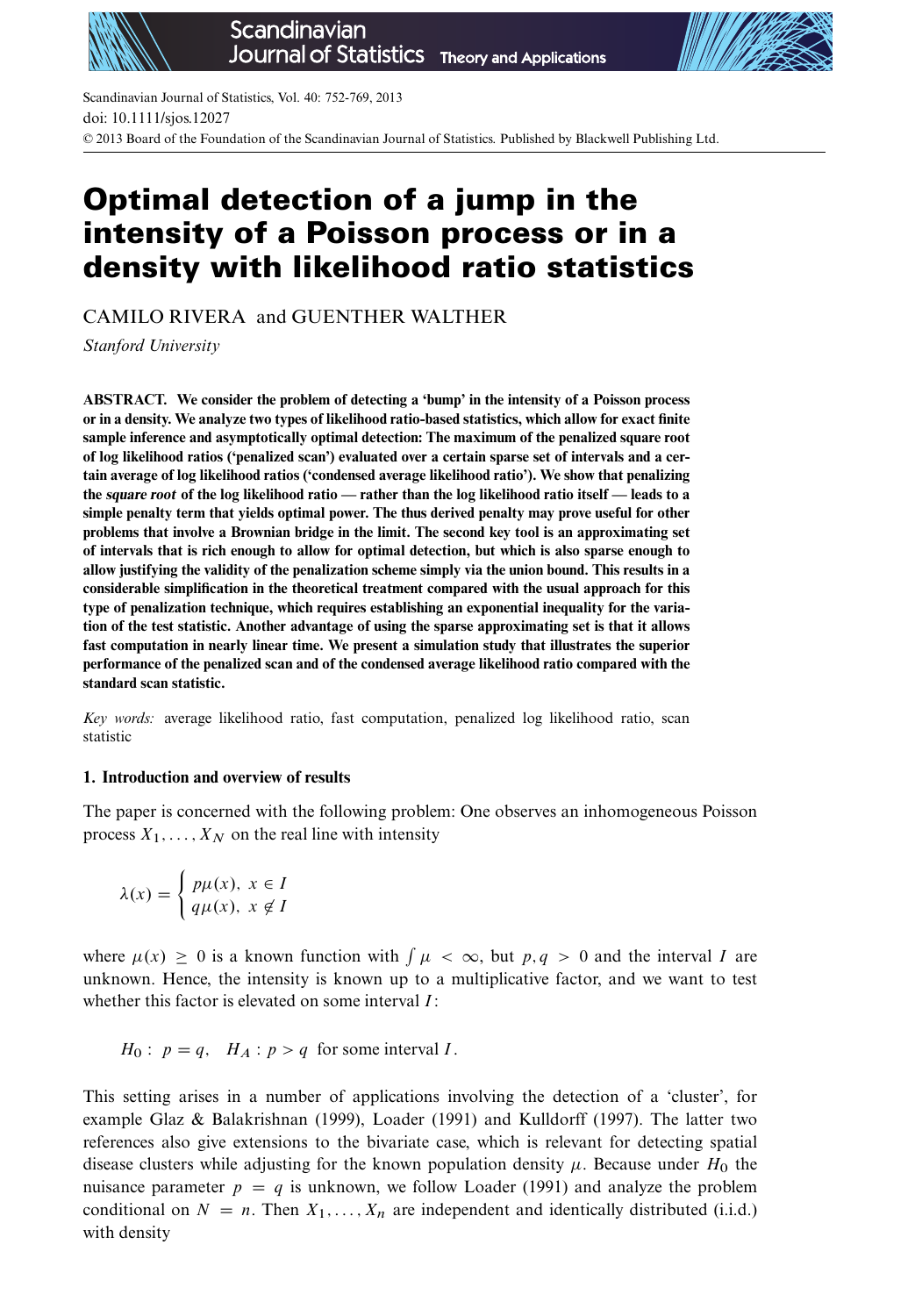# Optimal detection of a jump in the intensity of a Poisson process or in a density with likelihood ratio statistics

CAMILO RIVERA and GUENTHER WALTHER

*Stanford University*

**ABSTRACT. We consider the problem of detecting a 'bump' in the intensity of a Poisson process or in a density. We analyze two types of likelihood ratio-based statistics, which allow for exact finite sample inference and asymptotically optimal detection: The maximum of the penalized square root of log likelihood ratios ('penalized scan') evaluated over a certain sparse set of intervals and a certain average of log likelihood ratios ('condensed average likelihood ratio'). We show that penalizing the *square root* of the log likelihood ratio — rather than the log likelihood ratio itself — leads to a simple penalty term that yields optimal power. The thus derived penalty may prove useful for other problems that involve a Brownian bridge in the limit. The second key tool is an approximating set of intervals that is rich enough to allow for optimal detection, but which is also sparse enough to allow justifying the validity of the penalization scheme simply via the union bound. This results in a considerable simplification in the theoretical treatment compared with the usual approach for this type of penalization technique, which requires establishing an exponential inequality for the variation of the test statistic. Another advantage of using the sparse approximating set is that it allows fast computation in nearly linear time. We present a simulation study that illustrates the superior performance of the penalized scan and of the condensed average likelihood ratio compared with the standard scan statistic.**

*Key words:* average likelihood ratio, fast computation, penalized log likelihood ratio, scan statistic

## 1. Introduction and overview of results

The paper is concerned with the following problem: One observes an inhomogeneous Poisson process $X_1, \dots, X_N$ on the real line with intensity

$$\lambda(x) = \begin{cases} p\mu(x), & x \in I \\ q\mu(x), & x \notin I \end{cases}$$

where $\mu(x) \geq 0$ is a known function with $\int \mu < \infty$, but $p, q > 0$ and the interval $I$ are unknown. Hence, the intensity is known up to a multiplicative factor, and we want to test whether this factor is elevated on some interval $I$:

$$H_0: \; p = q, \quad H_A: p > q \text{ for some interval } I.$$

This setting arises in a number of applications involving the detection of a 'cluster', for example Glaz & Balakrishnan (1999), Loader (1991) and Kulldorff (1997). The latter two references also give extensions to the bivariate case, which is relevant for detecting spatial disease clusters while adjusting for the known population density $\mu$. Because under $H_0$ the nuisance parameter $p = q$ is unknown, we follow Loader (1991) and analyze the problem conditional on $N = n$. Then $X_1, \dots, X_n$ are independent and identically distributed (i.i.d.) with density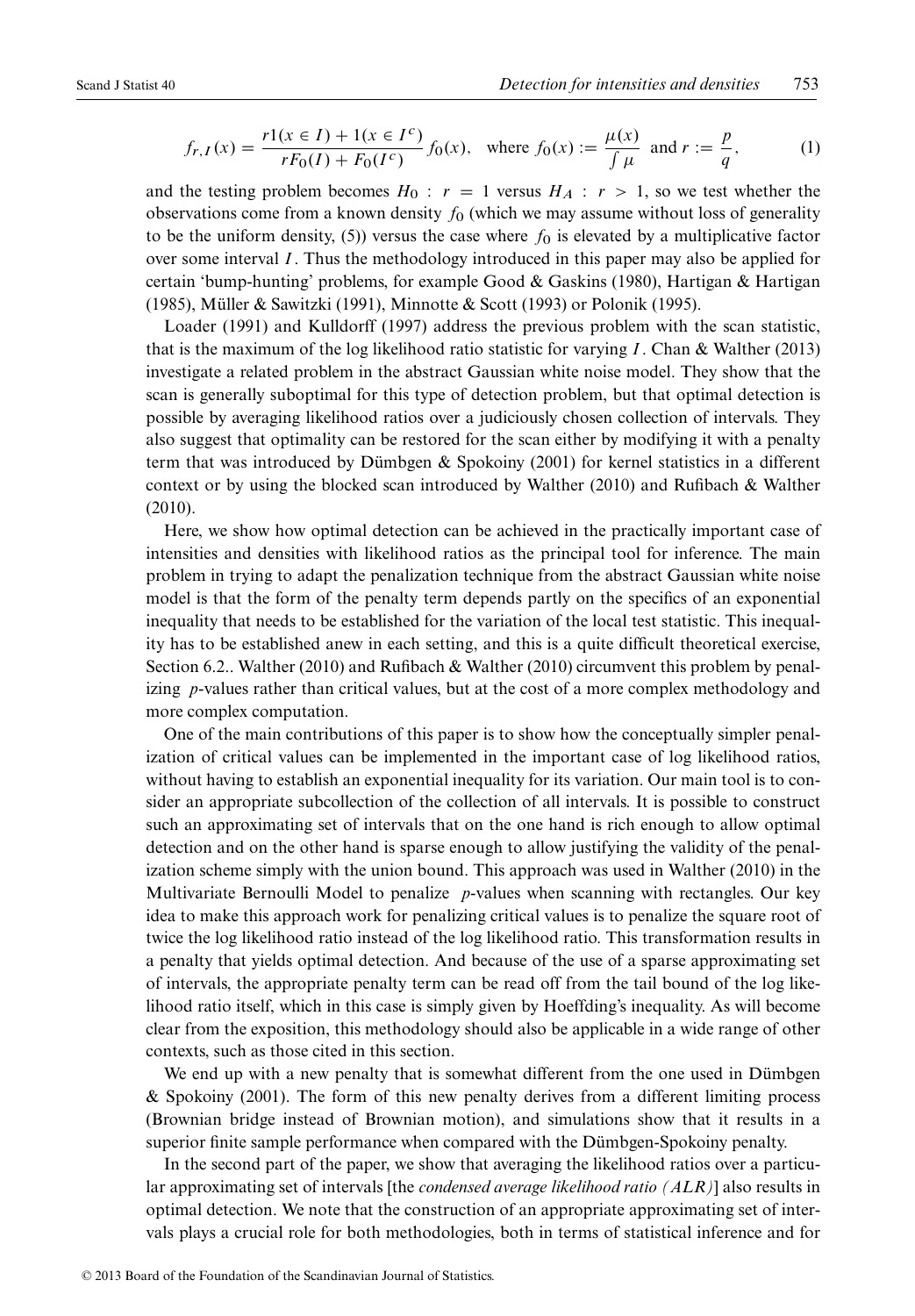$$f_{r,I}(x) = \frac{r1(x \in I) + 1(x \in I^c)}{rF_0(I) + F_0(I^c)} f_0(x), \quad \text{where } f_0(x) := \frac{\mu(x)}{\int \mu} \text{ and } r := \frac{p}{q}, \tag{1}$$

and the testing problem becomes $H_0 : r = 1$ versus $H_A : r > 1$, so we test whether the observations come from a known density $f_0$ (which we may assume without loss of generality to be the uniform density, (5)) versus the case where $f_0$ is elevated by a multiplicative factor over some interval $I$. Thus the methodology introduced in this paper may also be applied for certain 'bump-hunting' problems, for example Good & Gaskins (1980), Hartigan & Hartigan (1985), Müller & Sawitzki (1991), Minnotte & Scott (1993) or Polonik (1995).

Loader (1991) and Kulldorff (1997) address the previous problem with the scan statistic, that is the maximum of the log likelihood ratio statistic for varying $I$. Chan & Walther (2013) investigate a related problem in the abstract Gaussian white noise model. They show that the scan is generally suboptimal for this type of detection problem, but that optimal detection is possible by averaging likelihood ratios over a judiciously chosen collection of intervals. They also suggest that optimality can be restored for the scan either by modifying it with a penalty term that was introduced by Dümbgen & Spokoiny (2001) for kernel statistics in a different context or by using the blocked scan introduced by Walther (2010) and Rufibach & Walther (2010).

Here, we show how optimal detection can be achieved in the practically important case of intensities and densities with likelihood ratios as the principal tool for inference. The main problem in trying to adapt the penalization technique from the abstract Gaussian white noise model is that the form of the penalty term depends partly on the specifics of an exponential inequality that needs to be established for the variation of the local test statistic. This inequality has to be established anew in each setting, and this is a quite difficult theoretical exercise, Section 6.2.. Walther (2010) and Rufibach & Walther (2010) circumvent this problem by penalizing $p$-values rather than critical values, but at the cost of a more complex methodology and more complex computation.

One of the main contributions of this paper is to show how the conceptually simpler penalization of critical values can be implemented in the important case of log likelihood ratios, without having to establish an exponential inequality for its variation. Our main tool is to consider an appropriate subcollection of the collection of all intervals. It is possible to construct such an approximating set of intervals that on the one hand is rich enough to allow optimal detection and on the other hand is sparse enough to allow justifying the validity of the penalization scheme simply with the union bound. This approach was used in Walther (2010) in the Multivariate Bernoulli Model to penalize $p$-values when scanning with rectangles. Our key idea to make this approach work for penalizing critical values is to penalize the square root of twice the log likelihood ratio instead of the log likelihood ratio. This transformation results in a penalty that yields optimal detection. And because of the use of a sparse approximating set of intervals, the appropriate penalty term can be read off from the tail bound of the log likelihood ratio itself, which in this case is simply given by Hoeffding's inequality. As will become clear from the exposition, this methodology should also be applicable in a wide range of other contexts, such as those cited in this section.

We end up with a new penalty that is somewhat different from the one used in Dümbgen & Spokoiny (2001). The form of this new penalty derives from a different limiting process (Brownian bridge instead of Brownian motion), and simulations show that it results in a superior finite sample performance when compared with the Dümbgen-Spokoiny penalty.

In the second part of the paper, we show that averaging the likelihood ratios over a particular approximating set of intervals [the *condensed average likelihood ratio (ALR)*] also results in optimal detection. We note that the construction of an appropriate approximating set of intervals plays a crucial role for both methodologies, both in terms of statistical inference and for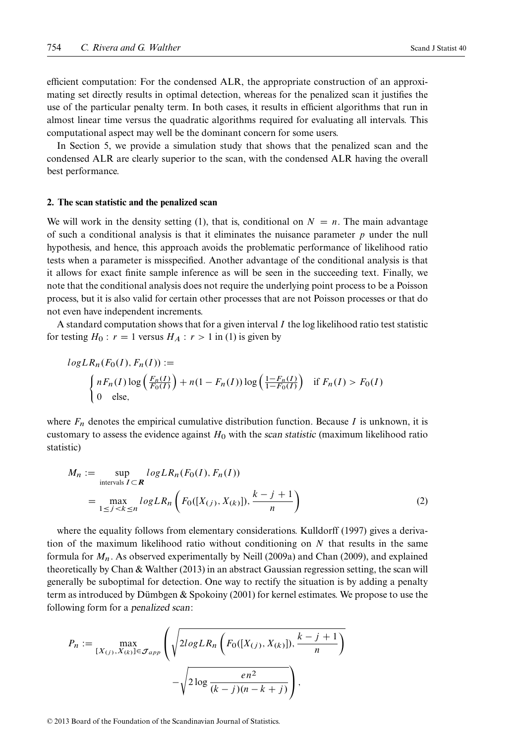efficient computation: For the condensed ALR, the appropriate construction of an approximating set directly results in optimal detection, whereas for the penalized scan it justifies the use of the particular penalty term. In both cases, it results in efficient algorithms that run in almost linear time versus the quadratic algorithms required for evaluating all intervals. This computational aspect may well be the dominant concern for some users.

In Section 5, we provide a simulation study that shows that the penalized scan and the condensed ALR are clearly superior to the scan, with the condensed ALR having the overall best performance.

## 2. The scan statistic and the penalized scan

We will work in the density setting (1), that is, conditional on $N = n$. The main advantage of such a conditional analysis is that it eliminates the nuisance parameter $p$ under the null hypothesis, and hence, this approach avoids the problematic performance of likelihood ratio tests when a parameter is misspecified. Another advantage of the conditional analysis is that it allows for exact finite sample inference as will be seen in the succeeding text. Finally, we note that the conditional analysis does not require the underlying point process to be a Poisson process, but it is also valid for certain other processes that are not Poisson processes or that do not even have independent increments.

A standard computation shows that for a given interval $I$ the log likelihood ratio test statistic for testing $H_0 : r = 1$ versus $H_A : r > 1$ in (1) is given by

$$
logLR_n(F_0(I), F_n(I)) := \begin{cases} nF_n(I)\log\left(\frac{F_n(I)}{F_0(I)}\right) + n(1-F_n(I))\log\left(\frac{1-F_n(I)}{1-F_0(I)}\right) & \text{if } F_n(I) > F_0(I) \\ 0 \quad \text{else,} \end{cases}
$$

where $F_n$ denotes the empirical cumulative distribution function. Because $I$ is unknown, it is customary to assess the evidence against $H_0$ with the *scan statistic* (maximum likelihood ratio statistic)

$$
\begin{aligned}
M_n &:= \sup_{\text{intervals } I \subset \boldsymbol{R}} logLR_n(F_0(I), F_n(I)) \\
&= \max_{1 \le j < k \le n} logLR_n\left(F_0([X_{(j)}, X_{(k)}]), \frac{k-j+1}{n}\right)
\end{aligned} \tag{2}
$$

where the equality follows from elementary considerations. Kulldorff (1997) gives a derivation of the maximum likelihood ratio without conditioning on $N$ that results in the same formula for $M_n$. As observed experimentally by Neill (2009a) and Chan (2009), and explained theoretically by Chan & Walther (2013) in an abstract Gaussian regression setting, the scan will generally be suboptimal for detection. One way to rectify the situation is by adding a penalty term as introduced by Dümbgen & Spokoiny (2001) for kernel estimates. We propose to use the following form for a *penalized scan*:

$$
P_n := \max_{[X_{(j)}, X_{(k)}] \in \mathcal{J}_{app}} \left( \sqrt{2logLR_n\left(F_0([X_{(j)}, X_{(k)}]), \frac{k-j+1}{n}\right)} - \sqrt{2\log\frac{en^2}{(k-j)(n-k+j)}} \right),
$$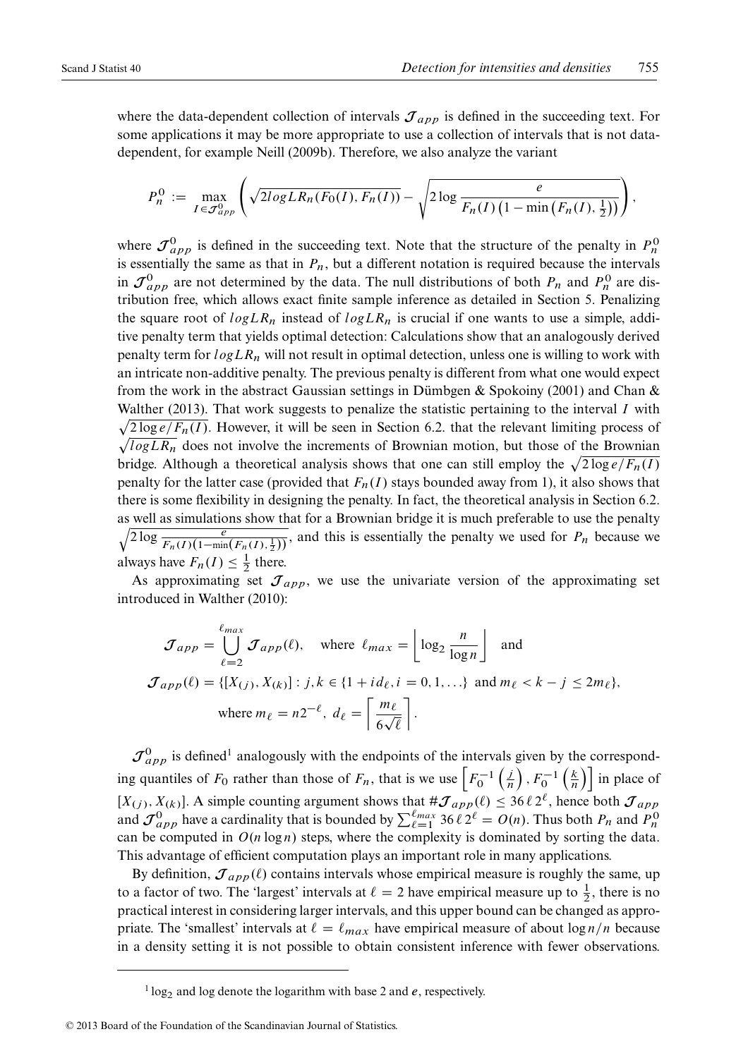where the data-dependent collection of intervals $\mathcal{J}_{app}$ is defined in the succeeding text. For some applications it may be more appropriate to use a collection of intervals that is not data-dependent, for example Neill (2009b). Therefore, we also analyze the variant

$$P_n^0 := \max_{I \in \mathcal{J}_{app}^0} \left( \sqrt{2 logLR_n(F_0(I), F_n(I))} - \sqrt{2 \log \frac{e}{F_n(I)\left(1 - \min\left(F_n(I), \frac{1}{2}\right)\right)}} \right),$$

where $\mathcal{J}_{app}^0$ is defined in the succeeding text. Note that the structure of the penalty in $P_n^0$ is essentially the same as that in $P_n$, but a different notation is required because the intervals in $\mathcal{J}_{app}^0$ are not determined by the data. The null distributions of both $P_n$ and $P_n^0$ are distribution free, which allows exact finite sample inference as detailed in Section 5. Penalizing the square root of $logLR_n$ instead of $logLR_n$ is crucial if one wants to use a simple, additive penalty term that yields optimal detection: Calculations show that an analogously derived penalty term for $logLR_n$ will not result in optimal detection, unless one is willing to work with an intricate non-additive penalty. The previous penalty is different from what one would expect from the work in the abstract Gaussian settings in Dümbgen & Spokoiny (2001) and Chan & Walther (2013). That work suggests to penalize the statistic pertaining to the interval $I$ with $\sqrt{2 \log e / F_n(I)}$. However, it will be seen in Section 6.2. that the relevant limiting process of $\sqrt{logLR_n}$ does not involve the increments of Brownian motion, but those of the Brownian bridge. Although a theoretical analysis shows that one can still employ the $\sqrt{2 \log e / F_n(I)}$ penalty for the latter case (provided that $F_n(I)$ stays bounded away from 1), it also shows that there is some flexibility in designing the penalty. In fact, the theoretical analysis in Section 6.2. as well as simulations show that for a Brownian bridge it is much preferable to use the penalty $\sqrt{2 \log \frac{e}{F_n(I)\left(1 - \min\left(F_n(I), \frac{1}{2}\right)\right)}}$, and this is essentially the penalty we used for $P_n$ because we always have $F_n(I) \le \frac{1}{2}$ there.

As approximating set $\mathcal{J}_{app}$, we use the univariate version of the approximating set introduced in Walther (2010):

$$\mathcal{J}_{app} = \bigcup_{\ell=2}^{\ell_{max}} \mathcal{J}_{app}(\ell), \quad \text{where } \ell_{max} = \left\lfloor \log_2 \frac{n}{\log n} \right\rfloor \quad \text{and}$$

$$\mathcal{J}_{app}(\ell) = \{[X_{(j)}, X_{(k)}] : j, k \in \{1 + i d_\ell, i = 0, 1, \ldots\} \text{ and } m_\ell < k - j \le 2 m_\ell\},$$

$$\text{where } m_\ell = n 2^{-\ell}, \; d_\ell = \left\lceil \frac{m_\ell}{6\sqrt{\ell}} \right\rceil.$$

$\mathcal{J}_{app}^0$ is defined[1] analogously with the endpoints of the intervals given by the corresponding quantiles of $F_0$ rather than those of $F_n$, that is we use $\left[F_0^{-1}\left(\frac{j}{n}\right), F_0^{-1}\left(\frac{k}{n}\right)\right]$ in place of $[X_{(j)}, X_{(k)}]$. A simple counting argument shows that $\#\mathcal{J}_{app}(\ell) \le 36\, \ell\, 2^\ell$, hence both $\mathcal{J}_{app}$ and $\mathcal{J}_{app}^0$ have a cardinality that is bounded by $\sum_{\ell=1}^{\ell_{max}} 36\, \ell\, 2^\ell = O(n)$. Thus both $P_n$ and $P_n^0$ can be computed in $O(n \log n)$ steps, where the complexity is dominated by sorting the data. This advantage of efficient computation plays an important role in many applications.

By definition, $\mathcal{J}_{app}(\ell)$ contains intervals whose empirical measure is roughly the same, up to a factor of two. The 'largest' intervals at $\ell = 2$ have empirical measure up to $\frac{1}{2}$, there is no practical interest in considering larger intervals, and this upper bound can be changed as appropriate. The 'smallest' intervals at $\ell = \ell_{max}$ have empirical measure of about $\log n / n$ because in a density setting it is not possible to obtain consistent inference with fewer observations.

[1] $\log_2$ and log denote the logarithm with base 2 and $e$, respectively.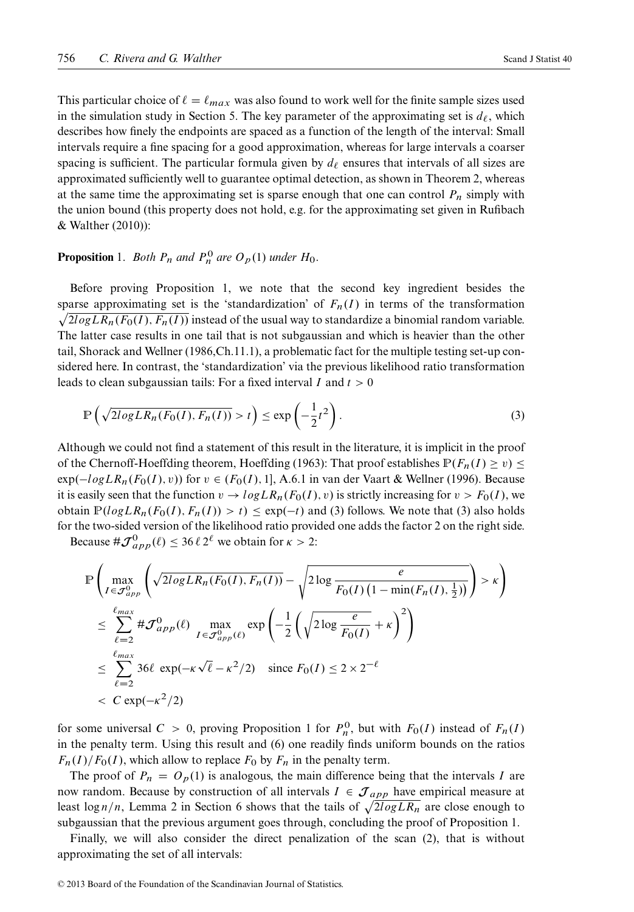This particular choice of $\ell = \ell_{max}$ was also found to work well for the finite sample sizes used in the simulation study in Section 5. The key parameter of the approximating set is $d_\ell$, which describes how finely the endpoints are spaced as a function of the length of the interval: Small intervals require a fine spacing for a good approximation, whereas for large intervals a coarser spacing is sufficient. The particular formula given by $d_\ell$ ensures that intervals of all sizes are approximated sufficiently well to guarantee optimal detection, as shown in Theorem 2, whereas at the same time the approximating set is sparse enough that one can control $P_n$ simply with the union bound (this property does not hold, e.g. for the approximating set given in Rufibach & Walther (2010)):

**Proposition** 1. *Both $P_n$ and $P_n^0$ are $O_p(1)$ under $H_0$.*

Before proving Proposition 1, we note that the second key ingredient besides the sparse approximating set is the 'standardization' of $F_n(I)$ in terms of the transformation $\sqrt{2logLR_n(F_0(I), F_n(I))}$ instead of the usual way to standardize a binomial random variable. The latter case results in one tail that is not subgaussian and which is heavier than the other tail, Shorack and Wellner (1986,Ch.11.1), a problematic fact for the multiple testing set-up considered here. In contrast, the 'standardization' via the previous likelihood ratio transformation leads to clean subgaussian tails: For a fixed interval $I$ and $t > 0$

$$\mathbb{P}\left(\sqrt{2logLR_n(F_0(I), F_n(I))} > t\right) \le \exp\left(-\frac{1}{2}t^2\right). \tag{3}$$

Although we could not find a statement of this result in the literature, it is implicit in the proof of the Chernoff-Hoeffding theorem, Hoeffding (1963): That proof establishes $\mathbb{P}(F_n(I) \ge v) \le \exp(-logLR_n(F_0(I), v))$ for $v \in (F_0(I), 1]$, A.6.1 in van der Vaart & Wellner (1996). Because it is easily seen that the function $v \to logLR_n(F_0(I), v)$ is strictly increasing for $v > F_0(I)$, we obtain $\mathbb{P}(logLR_n(F_0(I), F_n(I)) > t) \le \exp(-t)$ and (3) follows. We note that (3) also holds for the two-sided version of the likelihood ratio provided one adds the factor 2 on the right side.

Because $\#\mathcal{J}_{app}^0(\ell) \le 36\,\ell\,2^\ell$ we obtain for $\kappa > 2$:

$$\begin{aligned}
&\mathbb{P}\left(\max_{I \in \mathcal{J}_{app}^0}\left(\sqrt{2logLR_n(F_0(I), F_n(I))} - \sqrt{2\log\frac{e}{F_0(I)\left(1-\min(F_n(I), \frac{1}{2})\right)}}\right) > \kappa\right) \\
&\le \sum_{\ell=2}^{\ell_{max}} \#\mathcal{J}_{app}^0(\ell) \max_{I \in \mathcal{J}_{app}^0(\ell)} \exp\left(-\frac{1}{2}\left(\sqrt{2\log\frac{e}{F_0(I)}} + \kappa\right)^2\right) \\
&\le \sum_{\ell=2}^{\ell_{max}} 36\ell\ \exp(-\kappa\sqrt{\ell} - \kappa^2/2) \quad \text{since } F_0(I) \le 2 \times 2^{-\ell} \\
&< C\exp(-\kappa^2/2)
\end{aligned}$$

for some universal $C > 0$, proving Proposition 1 for $P_n^0$, but with $F_0(I)$ instead of $F_n(I)$ in the penalty term. Using this result and (6) one readily finds uniform bounds on the ratios $F_n(I)/F_0(I)$, which allow to replace $F_0$ by $F_n$ in the penalty term.

The proof of $P_n = O_p(1)$ is analogous, the main difference being that the intervals $I$ are now random. Because by construction of all intervals $I \in \mathcal{J}_{app}$ have empirical measure at least $\log n/n$, Lemma 2 in Section 6 shows that the tails of $\sqrt{2logLR_n}$ are close enough to subgaussian that the previous argument goes through, concluding the proof of Proposition 1.

Finally, we will also consider the direct penalization of the scan (2), that is without approximating the set of all intervals: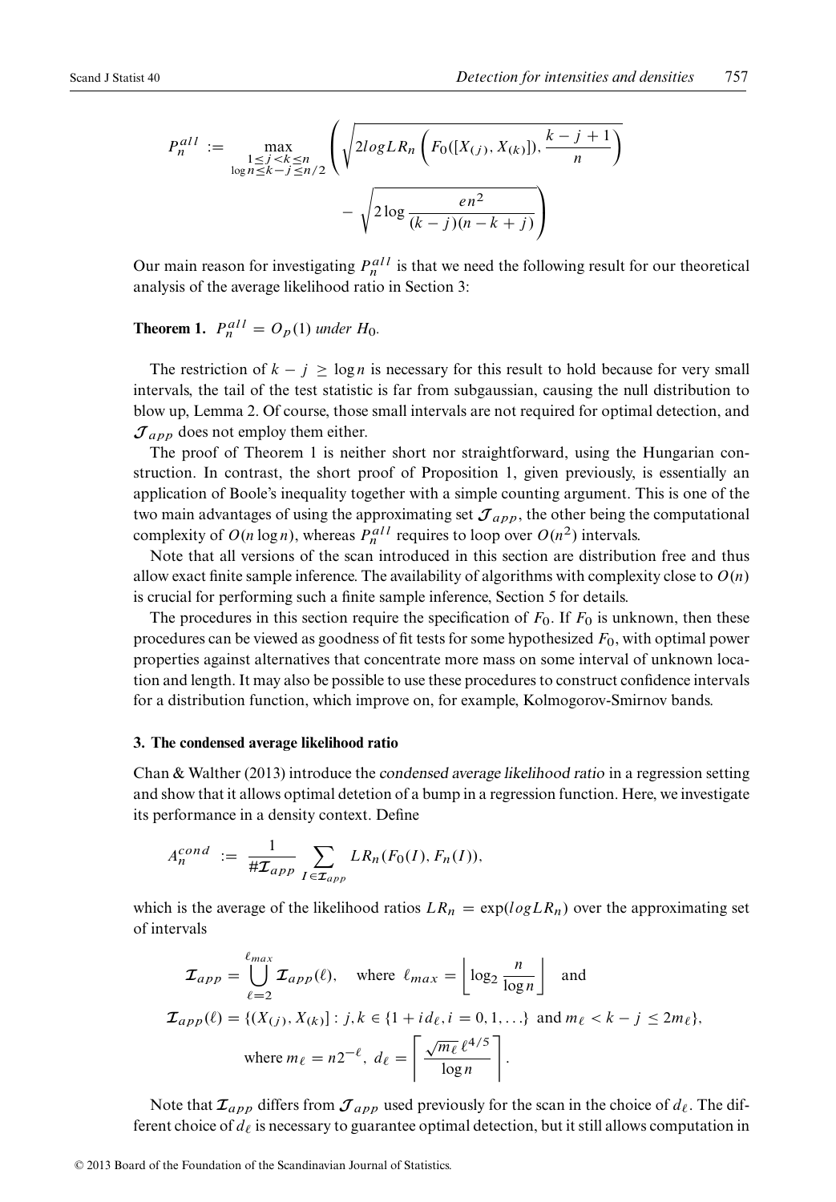$$P_n^{all} := \max_{\substack{1 \le j < k \le n \\ \log n \le k-j \le n/2}} \left( \sqrt{2logLR_n\left(F_0([X_{(j)}, X_{(k)}]), \frac{k-j+1}{n}\right)} - \sqrt{2\log\frac{en^2}{(k-j)(n-k+j)}} \right)$$

Our main reason for investigating $P_n^{all}$ is that we need the following result for our theoretical analysis of the average likelihood ratio in Section 3:

**Theorem 1.** *$P_n^{all} = O_p(1)$ under $H_0$.*

The restriction of $k - j \ge \log n$ is necessary for this result to hold because for very small intervals, the tail of the test statistic is far from subgaussian, causing the null distribution to blow up, Lemma 2. Of course, those small intervals are not required for optimal detection, and $\mathcal{J}_{app}$ does not employ them either.

The proof of Theorem 1 is neither short nor straightforward, using the Hungarian construction. In contrast, the short proof of Proposition 1, given previously, is essentially an application of Boole's inequality together with a simple counting argument. This is one of the two main advantages of using the approximating set $\mathcal{J}_{app}$, the other being the computational complexity of $O(n \log n)$, whereas $P_n^{all}$ requires to loop over $O(n^2)$ intervals.

Note that all versions of the scan introduced in this section are distribution free and thus allow exact finite sample inference. The availability of algorithms with complexity close to $O(n)$ is crucial for performing such a finite sample inference, Section 5 for details.

The procedures in this section require the specification of $F_0$. If $F_0$ is unknown, then these procedures can be viewed as goodness of fit tests for some hypothesized $F_0$, with optimal power properties against alternatives that concentrate more mass on some interval of unknown location and length. It may also be possible to use these procedures to construct confidence intervals for a distribution function, which improve on, for example, Kolmogorov-Smirnov bands.

### 3. The condensed average likelihood ratio

Chan & Walther (2013) introduce the *condensed average likelihood ratio* in a regression setting and show that it allows optimal detetion of a bump in a regression function. Here, we investigate its performance in a density context. Define

$$A_n^{cond} := \frac{1}{\#\mathcal{I}_{app}} \sum_{I \in \mathcal{I}_{app}} LR_n(F_0(I), F_n(I)),$$

which is the average of the likelihood ratios $LR_n = \exp(logLR_n)$ over the approximating set of intervals

$$\mathcal{I}_{app} = \bigcup_{\ell=2}^{\ell_{max}} \mathcal{I}_{app}(\ell), \quad \text{where } \ell_{max} = \left\lfloor \log_2 \frac{n}{\log n} \right\rfloor \quad \text{and}$$

$$\mathcal{I}_{app}(\ell) = \{(X_{(j)}, X_{(k)}] : j, k \in \{1 + i d_\ell, i = 0, 1, \ldots\} \text{ and } m_\ell < k - j \le 2m_\ell\},$$

$$\text{where } m_\ell = n2^{-\ell},\ d_\ell = \left\lceil \frac{\sqrt{m_\ell}\,\ell^{4/5}}{\log n} \right\rceil.$$

Note that $\mathcal{I}_{app}$ differs from $\mathcal{J}_{app}$ used previously for the scan in the choice of $d_\ell$. The different choice of $d_\ell$ is necessary to guarantee optimal detection, but it still allows computation in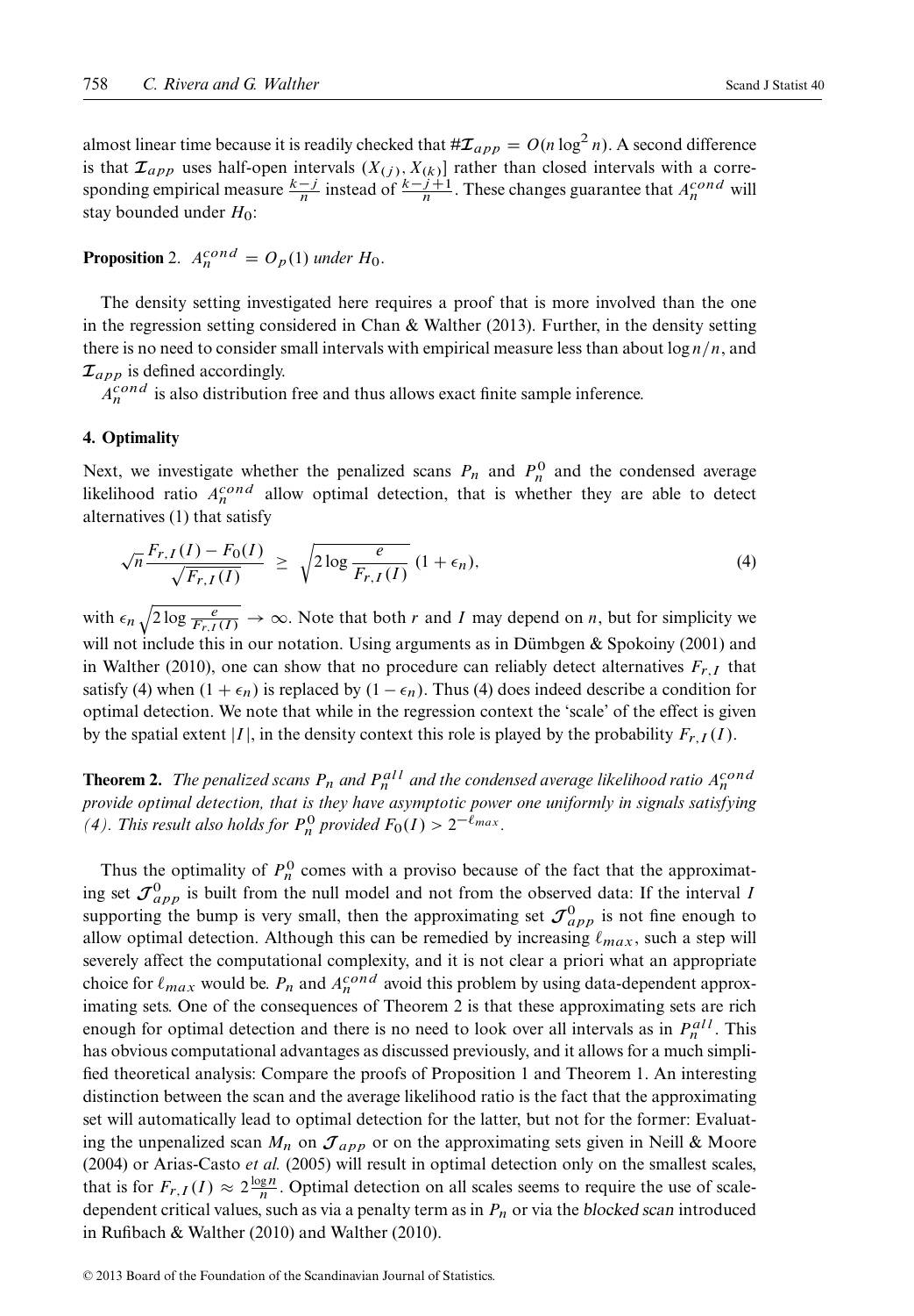almost linear time because it is readily checked that $\#\mathcal{I}_{app} = O(n \log^2 n)$. A second difference is that $\mathcal{I}_{app}$ uses half-open intervals $(X_{(j)}, X_{(k)}]$ rather than closed intervals with a corresponding empirical measure $\frac{k-j}{n}$ instead of $\frac{k-j+1}{n}$. These changes guarantee that $A_n^{cond}$ will stay bounded under $H_0$:

**Proposition** 2. *$A_n^{cond} = O_p(1)$ under $H_0$.*

The density setting investigated here requires a proof that is more involved than the one in the regression setting considered in Chan & Walther (2013). Further, in the density setting there is no need to consider small intervals with empirical measure less than about $\log n/n$, and $\mathcal{I}_{app}$ is defined accordingly.

$A_n^{cond}$ is also distribution free and thus allows exact finite sample inference.

## 4. Optimality

Next, we investigate whether the penalized scans $P_n$ and $P_n^0$ and the condensed average likelihood ratio $A_n^{cond}$ allow optimal detection, that is whether they are able to detect alternatives (1) that satisfy

$$\sqrt{n}\frac{F_{r,I}(I) - F_0(I)}{\sqrt{F_{r,I}(I)}} \geq \sqrt{2 \log \frac{e}{F_{r,I}(I)}}\,(1 + \epsilon_n), \tag{4}$$

with $\epsilon_n \sqrt{2 \log \frac{e}{F_{r,I}(I)}} \to \infty$. Note that both $r$ and $I$ may depend on $n$, but for simplicity we will not include this in our notation. Using arguments as in Dümbgen & Spokoiny (2001) and in Walther (2010), one can show that no procedure can reliably detect alternatives $F_{r,I}$ that satisfy (4) when $(1 + \epsilon_n)$ is replaced by $(1 - \epsilon_n)$. Thus (4) does indeed describe a condition for optimal detection. We note that while in the regression context the 'scale' of the effect is given by the spatial extent $|I|$, in the density context this role is played by the probability $F_{r,I}(I)$.

**Theorem 2.** *The penalized scans $P_n$ and $P_n^{all}$ and the condensed average likelihood ratio $A_n^{cond}$ provide optimal detection, that is they have asymptotic power one uniformly in signals satisfying (4). This result also holds for $P_n^0$ provided $F_0(I) > 2^{-\ell_{max}}$.*

Thus the optimality of $P_n^0$ comes with a proviso because of the fact that the approximating set $\mathcal{J}_{app}^0$ is built from the null model and not from the observed data: If the interval $I$ supporting the bump is very small, then the approximating set $\mathcal{J}_{app}^0$ is not fine enough to allow optimal detection. Although this can be remedied by increasing $\ell_{max}$, such a step will severely affect the computational complexity, and it is not clear a priori what an appropriate choice for $\ell_{max}$ would be. $P_n$ and $A_n^{cond}$ avoid this problem by using data-dependent approximating sets. One of the consequences of Theorem 2 is that these approximating sets are rich enough for optimal detection and there is no need to look over all intervals as in $P_n^{all}$. This has obvious computational advantages as discussed previously, and it allows for a much simplified theoretical analysis: Compare the proofs of Proposition 1 and Theorem 1. An interesting distinction between the scan and the average likelihood ratio is the fact that the approximating set will automatically lead to optimal detection for the latter, but not for the former: Evaluating the unpenalized scan $M_n$ on $\mathcal{J}_{app}$ or on the approximating sets given in Neill & Moore (2004) or Arias-Casto *et al.* (2005) will result in optimal detection only on the smallest scales, that is for $F_{r,I}(I) \approx 2\frac{\log n}{n}$. Optimal detection on all scales seems to require the use of scale-dependent critical values, such as via a penalty term as in $P_n$ or via the *blocked scan* introduced in Rufibach & Walther (2010) and Walther (2010).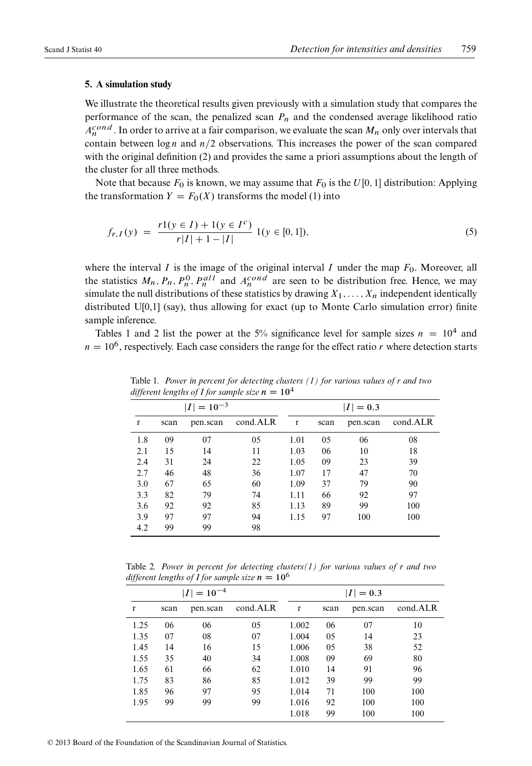### 5. A simulation study

We illustrate the theoretical results given previously with a simulation study that compares the performance of the scan, the penalized scan $P_n$ and the condensed average likelihood ratio $A_n^{cond}$. In order to arrive at a fair comparison, we evaluate the scan $M_n$ only over intervals that contain between $\log n$ and $n/2$ observations. This increases the power of the scan compared with the original definition (2) and provides the same a priori assumptions about the length of the cluster for all three methods.

Note that because $F_0$ is known, we may assume that $F_0$ is the $U[0, 1]$ distribution: Applying the transformation $Y = F_0(X)$ transforms the model (1) into

$$f_{r,I}(y) = \frac{r1(y \in I) + 1(y \in I^c)}{r|I| + 1 - |I|} \, 1(y \in [0, 1]), \tag{5}$$

where the interval $I$ is the image of the original interval $I$ under the map $F_0$. Moreover, all the statistics $M_n, P_n, P_n^0, P_n^{all}$ and $A_n^{cond}$ are seen to be distribution free. Hence, we may simulate the null distributions of these statistics by drawing $X_1, \ldots, X_n$ independent identically distributed U[0,1] (say), thus allowing for exact (up to Monte Carlo simulation error) finite sample inference.

Tables 1 and 2 list the power at the 5% significance level for sample sizes $n = 10^4$ and $n = 10^6$, respectively. Each case considers the range for the effect ratio $r$ where detection starts

Table 1. *Power in percent for detecting clusters (1) for various values of r and two different lengths of I for sample size* $n = 10^4$

| $\|I\| = 10^{-3}$ | | | | $\|I\| = 0.3$ | | | |
|---|---|---|---|---|---|---|---|
| r | scan | pen.scan | cond.ALR | r | scan | pen.scan | cond.ALR |
| 1.8 | 09 | 07 | 05 | 1.01 | 05 | 06 | 08 |
| 2.1 | 15 | 14 | 11 | 1.03 | 06 | 10 | 18 |
| 2.4 | 31 | 24 | 22 | 1.05 | 09 | 23 | 39 |
| 2.7 | 46 | 48 | 36 | 1.07 | 17 | 47 | 70 |
| 3.0 | 67 | 65 | 60 | 1.09 | 37 | 79 | 90 |
| 3.3 | 82 | 79 | 74 | 1.11 | 66 | 92 | 97 |
| 3.6 | 92 | 92 | 85 | 1.13 | 89 | 99 | 100 |
| 3.9 | 97 | 97 | 94 | 1.15 | 97 | 100 | 100 |
| 4.2 | 99 | 99 | 98 | | | | |

Table 2. *Power in percent for detecting clusters(1) for various values of r and two different lengths of I for sample size* $n = 10^6$

| $\|I\| = 10^{-4}$ | | | | $\|I\| = 0.3$ | | | |
|---|---|---|---|---|---|---|---|
| r | scan | pen.scan | cond.ALR | r | scan | pen.scan | cond.ALR |
| 1.25 | 06 | 06 | 05 | 1.002 | 06 | 07 | 10 |
| 1.35 | 07 | 08 | 07 | 1.004 | 05 | 14 | 23 |
| 1.45 | 14 | 16 | 15 | 1.006 | 05 | 38 | 52 |
| 1.55 | 35 | 40 | 34 | 1.008 | 09 | 69 | 80 |
| 1.65 | 61 | 66 | 62 | 1.010 | 14 | 91 | 96 |
| 1.75 | 83 | 86 | 85 | 1.012 | 39 | 99 | 99 |
| 1.85 | 96 | 97 | 95 | 1.014 | 71 | 100 | 100 |
| 1.95 | 99 | 99 | 99 | 1.016 | 92 | 100 | 100 |
| | | | | 1.018 | 99 | 100 | 100 |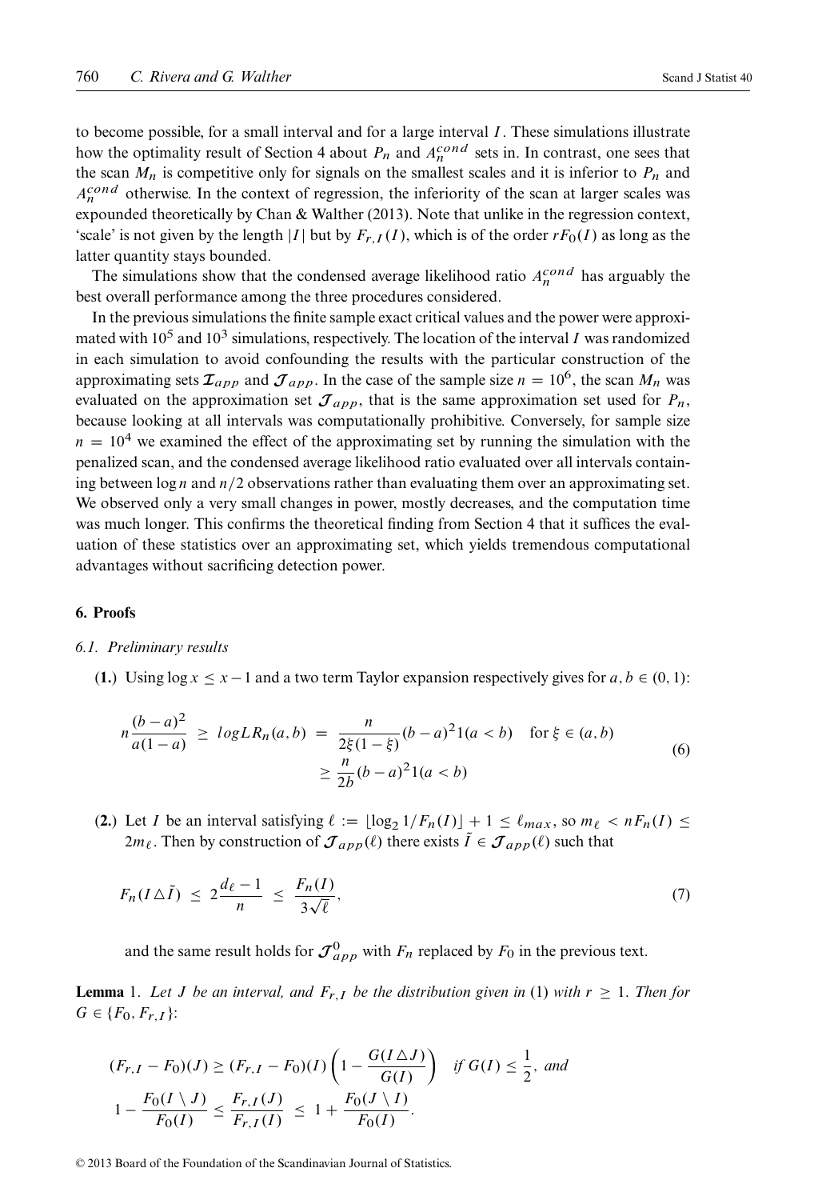to become possible, for a small interval and for a large interval $I$. These simulations illustrate how the optimality result of Section 4 about $P_n$ and $A_n^{cond}$ sets in. In contrast, one sees that the scan $M_n$ is competitive only for signals on the smallest scales and it is inferior to $P_n$ and $A_n^{cond}$ otherwise. In the context of regression, the inferiority of the scan at larger scales was expounded theoretically by Chan & Walther (2013). Note that unlike in the regression context, 'scale' is not given by the length $|I|$ but by $F_{r,I}(I)$, which is of the order $rF_0(I)$ as long as the latter quantity stays bounded.

The simulations show that the condensed average likelihood ratio $A_n^{cond}$ has arguably the best overall performance among the three procedures considered.

In the previous simulations the finite sample exact critical values and the power were approximated with $10^5$ and $10^3$ simulations, respectively. The location of the interval $I$ was randomized in each simulation to avoid confounding the results with the particular construction of the approximating sets $\mathcal{I}_{app}$ and $\mathcal{J}_{app}$. In the case of the sample size $n = 10^6$, the scan $M_n$ was evaluated on the approximation set $\mathcal{J}_{app}$, that is the same approximation set used for $P_n$, because looking at all intervals was computationally prohibitive. Conversely, for sample size $n = 10^4$ we examined the effect of the approximating set by running the simulation with the penalized scan, and the condensed average likelihood ratio evaluated over all intervals containing between $\log n$ and $n/2$ observations rather than evaluating them over an approximating set. We observed only a very small changes in power, mostly decreases, and the computation time was much longer. This confirms the theoretical finding from Section 4 that it suffices the evaluation of these statistics over an approximating set, which yields tremendous computational advantages without sacrificing detection power.

## 6. Proofs

### 6.1. Preliminary results

(**1.**) Using $\log x \le x - 1$ and a two term Taylor expansion respectively gives for $a, b \in (0, 1)$:

$$n\frac{(b-a)^2}{a(1-a)} \;\ge\; logLR_n(a,b) \;=\; \frac{n}{2\xi(1-\xi)}(b-a)^2 1(a<b) \quad \text{for } \xi \in (a,b) \\ \ge \frac{n}{2b}(b-a)^2 1(a<b) \tag{6}$$

(**2.**) Let $I$ be an interval satisfying $\ell := \lfloor \log_2 1/F_n(I) \rfloor + 1 \le \ell_{max}$, so $m_\ell < nF_n(I) \le 2m_\ell$. Then by construction of $\mathcal{J}_{app}(\ell)$ there exists $\tilde{I} \in \mathcal{J}_{app}(\ell)$ such that

$$F_n(I \triangle \tilde{I}) \;\le\; 2\frac{d_\ell - 1}{n} \;\le\; \frac{F_n(I)}{3\sqrt{\ell}}, \tag{7}$$

and the same result holds for $\mathcal{J}_{app}^0$ with $F_n$ replaced by $F_0$ in the previous text.

**Lemma** 1. *Let $J$ be an interval, and $F_{r,I}$ be the distribution given in* (1) *with $r \ge 1$. Then for $G \in \{F_0, F_{r,I}\}$:*

$$(F_{r,I} - F_0)(J) \ge (F_{r,I} - F_0)(I)\left(1 - \frac{G(I \triangle J)}{G(I)}\right) \quad \textit{if } G(I) \le \frac{1}{2}, \textit{ and}$$

$$1 - \frac{F_0(I \setminus J)}{F_0(I)} \le \frac{F_{r,I}(J)}{F_{r,I}(I)} \;\le\; 1 + \frac{F_0(J \setminus I)}{F_0(I)}.$$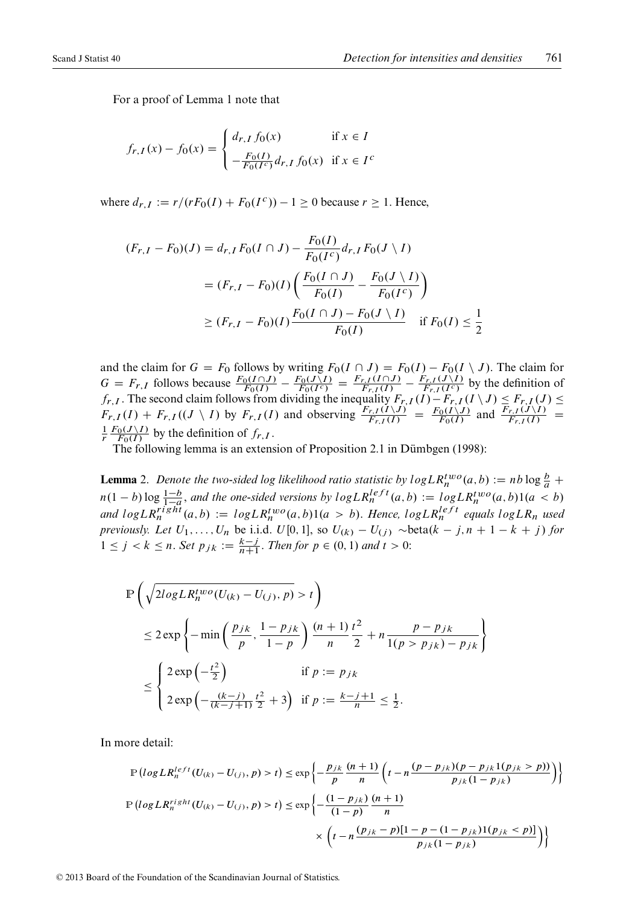For a proof of Lemma 1 note that

$$
f_{r,I}(x) - f_0(x) = \begin{cases} d_{r,I}\, f_0(x) & \text{if } x \in I \\ -\frac{F_0(I)}{F_0(I^c)} d_{r,I}\, f_0(x) & \text{if } x \in I^c \end{cases}
$$

where $d_{r,I} := r/(rF_0(I) + F_0(I^c)) - 1 \geq 0$ because $r \geq 1$. Hence,

$$
\begin{aligned}
(F_{r,I} - F_0)(J) &= d_{r,I} F_0(I \cap J) - \frac{F_0(I)}{F_0(I^c)} d_{r,I} F_0(J \setminus I) \\
&= (F_{r,I} - F_0)(I) \left( \frac{F_0(I \cap J)}{F_0(I)} - \frac{F_0(J \setminus I)}{F_0(I^c)} \right) \\
&\geq (F_{r,I} - F_0)(I) \frac{F_0(I \cap J) - F_0(J \setminus I)}{F_0(I)} \quad \text{if } F_0(I) \leq \frac{1}{2}
\end{aligned}
$$

and the claim for $G = F_0$ follows by writing $F_0(I \cap J) = F_0(I) - F_0(I \setminus J)$. The claim for $G = F_{r,I}$ follows because $\frac{F_0(I \cap J)}{F_0(I)} - \frac{F_0(J \setminus I)}{F_0(I^c)} = \frac{F_{r,I}(I \cap J)}{F_{r,I}(I)} - \frac{F_{r,I}(J \setminus I)}{F_{r,I}(I^c)}$ by the definition of $f_{r,I}$. The second claim follows from dividing the inequality $F_{r,I}(I) - F_{r,I}(I \setminus J) \leq F_{r,I}(J) \leq F_{r,I}(I) + F_{r,I}((J \setminus I)$ by $F_{r,I}(I)$ and observing $\frac{F_{r,I}(I \setminus J)}{F_{r,I}(I)} = \frac{F_0(I \setminus J)}{F_0(I)}$ and $\frac{F_{r,I}(J \setminus I)}{F_{r,I}(I)} = \frac{1}{r} \frac{F_0(J \setminus I)}{F_0(I)}$ by the definition of $f_{r,I}$.

The following lemma is an extension of Proposition 2.1 in Dümbgen (1998):

**Lemma** 2. *Denote the two-sided log likelihood ratio statistic by* $logLR_n^{two}(a,b) := nb \log \frac{b}{a} + n(1-b) \log \frac{1-b}{1-a}$, *and the one-sided versions by* $logLR_n^{left}(a,b) := logLR_n^{two}(a,b) 1(a < b)$ *and* $logLR_n^{right}(a,b) := logLR_n^{two}(a,b) 1(a > b)$. *Hence,* $logLR_n^{left}$ *equals* $logLR_n$ *used previously. Let* $U_1, \ldots, U_n$ *be i.i.d.* $U[0,1]$, *so* $U_{(k)} - U_{(j)} \sim$beta$(k-j, n+1-k+j)$ *for* $1 \leq j < k \leq n$. *Set* $p_{jk} := \frac{k-j}{n+1}$. *Then for* $p \in (0,1)$ *and* $t > 0$:

$$
\begin{aligned}
&\mathbb{P}\left( \sqrt{2 logLR_n^{two}(U_{(k)} - U_{(j)}, p)} > t \right) \\
&\leq 2 \exp\left\{ -\min\left( \frac{p_{jk}}{p}, \frac{1-p_{jk}}{1-p} \right) \frac{(n+1)}{n} \frac{t^2}{2} + n \frac{p - p_{jk}}{1(p > p_{jk}) - p_{jk}} \right\} \\
&\leq \begin{cases} 2 \exp\left( -\frac{t^2}{2} \right) & \text{if } p := p_{jk} \\ 2 \exp\left( -\frac{(k-j)}{(k-j+1)} \frac{t^2}{2} + 3 \right) & \text{if } p := \frac{k-j+1}{n} \leq \frac{1}{2}. \end{cases}
\end{aligned}
$$

In more detail:

$$
\mathbb{P}\left( logLR_n^{left}(U_{(k)} - U_{(j)}, p) > t \right) \leq \exp\left\{ -\frac{p_{jk}}{p} \frac{(n+1)}{n} \left( t - n \frac{(p - p_{jk})(p - p_{jk} 1(p_{jk} > p))}{p_{jk}(1 - p_{jk})} \right) \right\}
$$

$$
\begin{aligned}
\mathbb{P}\left( logLR_n^{right}(U_{(k)} - U_{(j)}, p) > t \right) &\leq \exp\left\{ -\frac{(1 - p_{jk})}{(1 - p)} \frac{(n+1)}{n} \right. \\
&\quad \left. \times \left( t - n \frac{(p_{jk} - p)[1 - p - (1 - p_{jk}) 1(p_{jk} < p)]}{p_{jk}(1 - p_{jk})} \right) \right\}
\end{aligned}
$$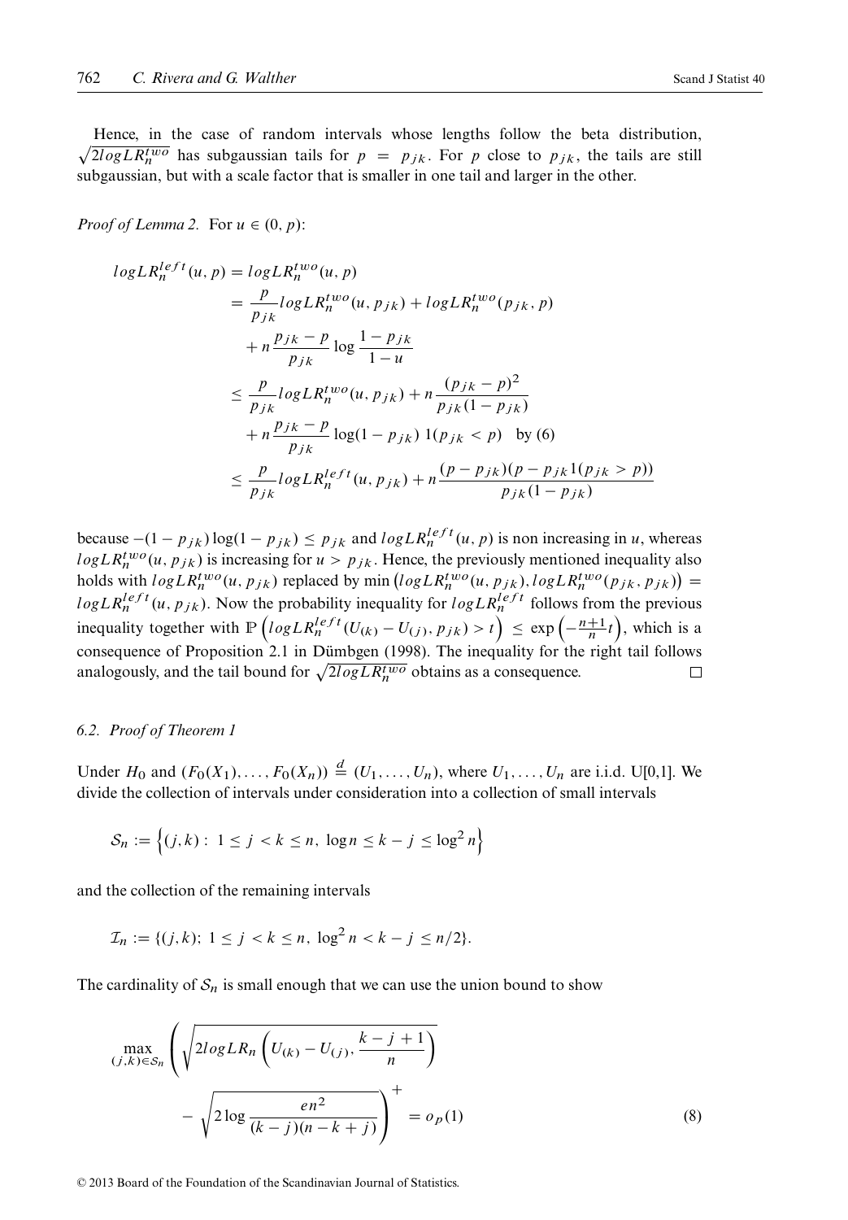Hence, in the case of random intervals whose lengths follow the beta distribution, $\sqrt{2logLR_n^{two}}$ has subgaussian tails for $p = p_{jk}$. For $p$ close to $p_{jk}$, the tails are still subgaussian, but with a scale factor that is smaller in one tail and larger in the other.

*Proof of Lemma 2.* For $u \in (0, p)$:

$$
\begin{aligned}
logLR_n^{left}(u,p) &= logLR_n^{two}(u,p) \\
&= \frac{p}{p_{jk}} logLR_n^{two}(u, p_{jk}) + logLR_n^{two}(p_{jk}, p) \\
&\quad + n\frac{p_{jk}-p}{p_{jk}} \log \frac{1-p_{jk}}{1-u} \\
&\leq \frac{p}{p_{jk}} logLR_n^{two}(u, p_{jk}) + n\frac{(p_{jk}-p)^2}{p_{jk}(1-p_{jk})} \\
&\quad + n\frac{p_{jk}-p}{p_{jk}} \log(1-p_{jk})\, 1(p_{jk} < p) \quad \text{by (6)} \\
&\leq \frac{p}{p_{jk}} logLR_n^{left}(u, p_{jk}) + n\frac{(p-p_{jk})(p-p_{jk}1(p_{jk}>p))}{p_{jk}(1-p_{jk})}
\end{aligned}
$$

because $-(1-p_{jk})\log(1-p_{jk}) \leq p_{jk}$ and $logLR_n^{left}(u,p)$ is non increasing in $u$, whereas $logLR_n^{two}(u, p_{jk})$ is increasing for $u > p_{jk}$. Hence, the previously mentioned inequality also holds with $logLR_n^{two}(u, p_{jk})$ replaced by $\min\left(logLR_n^{two}(u, p_{jk}), logLR_n^{two}(p_{jk}, p_{jk})\right) = logLR_n^{left}(u, p_{jk})$. Now the probability inequality for $logLR_n^{left}$ follows from the previous inequality together with $\mathbb{P}\left(logLR_n^{left}(U_{(k)} - U_{(j)}, p_{jk}) > t\right) \leq \exp\left(-\frac{n+1}{n}t\right)$, which is a consequence of Proposition 2.1 in Dümbgen (1998). The inequality for the right tail follows analogously, and the tail bound for $\sqrt{2logLR_n^{two}}$ obtains as a consequence. $\square$

### 6.2. Proof of Theorem 1

Under $H_0$ and $(F_0(X_1), \ldots, F_0(X_n)) \stackrel{d}{=} (U_1, \ldots, U_n)$, where $U_1, \ldots, U_n$ are i.i.d. U[0,1]. We divide the collection of intervals under consideration into a collection of small intervals

$$
\mathcal{S}_n := \left\{(j,k):\ 1 \leq j < k \leq n,\ \log n \leq k-j \leq \log^2 n\right\}
$$

and the collection of the remaining intervals

$$
\mathcal{I}_n := \{(j,k);\ 1 \leq j < k \leq n,\ \log^2 n < k-j \leq n/2\}.
$$

The cardinality of $\mathcal{S}_n$ is small enough that we can use the union bound to show

$$
\max_{(j,k)\in\mathcal{S}_n} \left( \sqrt{2logLR_n\left(U_{(k)} - U_{(j)}, \frac{k-j+1}{n}\right)} - \sqrt{2\log\frac{en^2}{(k-j)(n-k+j)}} \right)^+ = o_p(1) \tag{8}
$$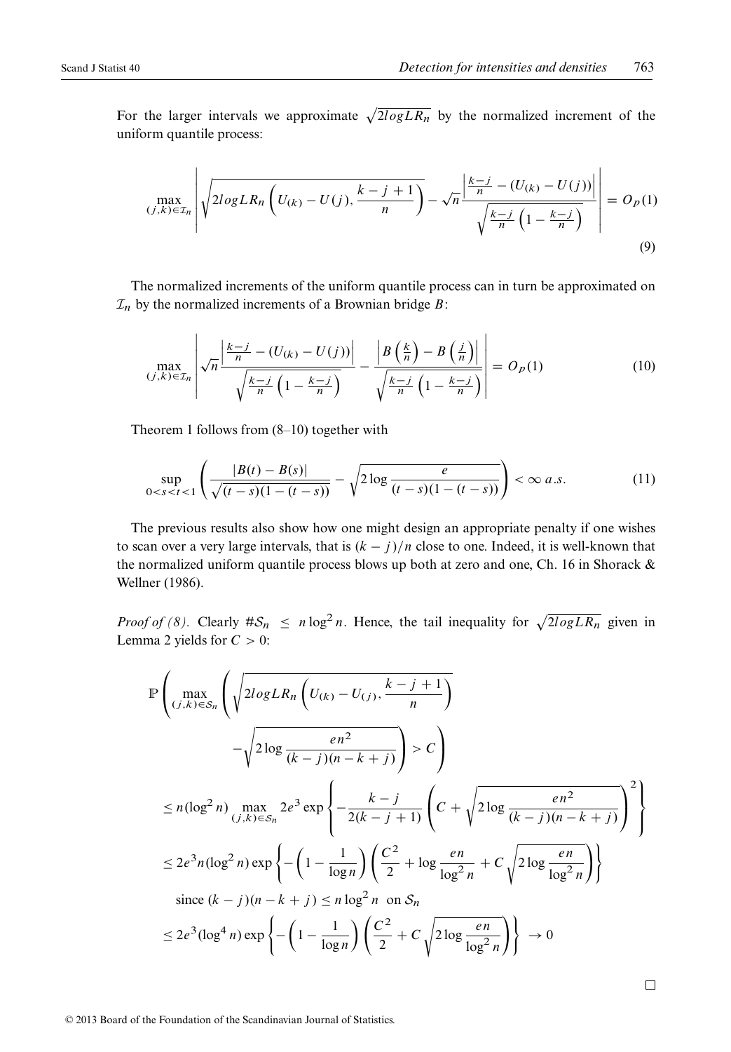For the larger intervals we approximate $\sqrt{2logLR_n}$ by the normalized increment of the uniform quantile process:

$$\max_{(j,k)\in\mathcal{I}_n}\left|\sqrt{2logLR_n\left(U_{(k)}-U(j),\frac{k-j+1}{n}\right)}-\sqrt{n}\frac{\left|\frac{k-j}{n}-(U_{(k)}-U(j))\right|}{\sqrt{\frac{k-j}{n}\left(1-\frac{k-j}{n}\right)}}\right|=O_P(1) \tag{9}$$

The normalized increments of the uniform quantile process can in turn be approximated on $\mathcal{I}_n$ by the normalized increments of a Brownian bridge $B$:

$$\max_{(j,k)\in\mathcal{I}_n}\left|\sqrt{n}\frac{\left|\frac{k-j}{n}-(U_{(k)}-U(j))\right|}{\sqrt{\frac{k-j}{n}\left(1-\frac{k-j}{n}\right)}}-\frac{\left|B\left(\frac{k}{n}\right)-B\left(\frac{j}{n}\right)\right|}{\sqrt{\frac{k-j}{n}\left(1-\frac{k-j}{n}\right)}}\right|=O_P(1) \tag{10}$$

Theorem 1 follows from (8–10) together with

$$\sup_{0<s<t<1}\left(\frac{|B(t)-B(s)|}{\sqrt{(t-s)(1-(t-s))}}-\sqrt{2\log\frac{e}{(t-s)(1-(t-s))}}\right)<\infty \ a.s. \tag{11}$$

The previous results also show how one might design an appropriate penalty if one wishes to scan over a very large intervals, that is $(k-j)/n$ close to one. Indeed, it is well-known that the normalized uniform quantile process blows up both at zero and one, Ch. 16 in Shorack & Wellner (1986).

*Proof of (8).* Clearly $\#\mathcal{S}_n \le n\log^2 n$. Hence, the tail inequality for $\sqrt{2logLR_n}$ given in Lemma 2 yields for $C>0$:

$$\begin{aligned}
&\mathbb{P}\left(\max_{(j,k)\in\mathcal{S}_n}\left(\sqrt{2logLR_n\left(U_{(k)}-U_{(j)},\frac{k-j+1}{n}\right)}\right.\right.\\
&\qquad\left.\left.-\sqrt{2\log\frac{en^2}{(k-j)(n-k+j)}}\right)>C\right)\\
&\le n(\log^2 n)\max_{(j,k)\in\mathcal{S}_n}2e^3\exp\left\{-\frac{k-j}{2(k-j+1)}\left(C+\sqrt{2\log\frac{en^2}{(k-j)(n-k+j)}}\right)^2\right\}\\
&\le 2e^3 n(\log^2 n)\exp\left\{-\left(1-\frac{1}{\log n}\right)\left(\frac{C^2}{2}+\log\frac{en}{\log^2 n}+C\sqrt{2\log\frac{en}{\log^2 n}}\right)\right\}\\
&\quad\text{since } (k-j)(n-k+j)\le n\log^2 n \ \text{ on } \mathcal{S}_n\\
&\le 2e^3(\log^4 n)\exp\left\{-\left(1-\frac{1}{\log n}\right)\left(\frac{C^2}{2}+C\sqrt{2\log\frac{en}{\log^2 n}}\right)\right\}\to 0
\end{aligned}$$

□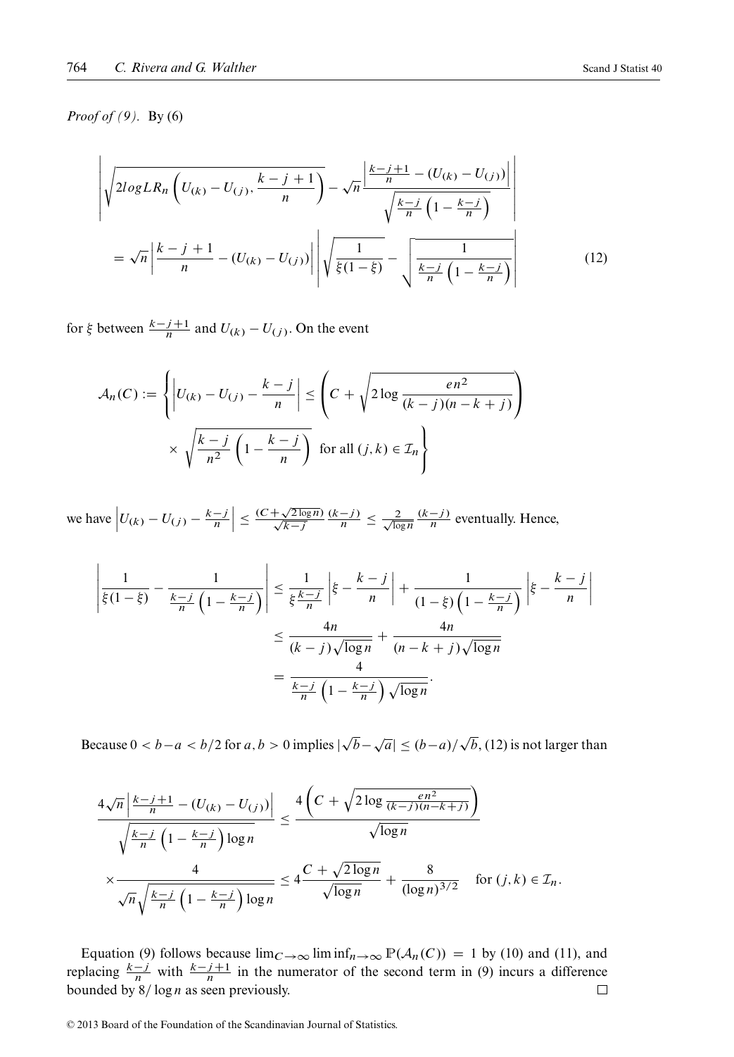*Proof of (9).* By (6)

$$
\left| \sqrt{2 log LR_n \left( U_{(k)} - U_{(j)}, \frac{k-j+1}{n} \right)} - \sqrt{n} \frac{\left| \frac{k-j+1}{n} - (U_{(k)} - U_{(j)}) \right|}{\sqrt{\frac{k-j}{n}\left(1 - \frac{k-j}{n}\right)}} \right|
$$

$$
= \sqrt{n} \left| \frac{k-j+1}{n} - (U_{(k)} - U_{(j)}) \right| \left| \sqrt{\frac{1}{\xi(1-\xi)}} - \sqrt{\frac{1}{\frac{k-j}{n}\left(1 - \frac{k-j}{n}\right)}} \right| \tag{12}
$$

for $\xi$ between $\frac{k-j+1}{n}$ and $U_{(k)} - U_{(j)}$. On the event

$$
\mathcal{A}_n(C) := \left\{ \left| U_{(k)} - U_{(j)} - \frac{k-j}{n} \right| \leq \left( C + \sqrt{2 \log \frac{en^2}{(k-j)(n-k+j)}} \right) \times \sqrt{\frac{k-j}{n^2}\left(1 - \frac{k-j}{n}\right)} \text{ for all } (j,k) \in \mathcal{I}_n \right\}
$$

we have $\left| U_{(k)} - U_{(j)} - \frac{k-j}{n} \right| \leq \frac{(C+\sqrt{2\log n})}{\sqrt{k-j}} \frac{(k-j)}{n} \leq \frac{2}{\sqrt{\log n}} \frac{(k-j)}{n}$ eventually. Hence,

$$
\begin{aligned}
\left| \frac{1}{\xi(1-\xi)} - \frac{1}{\frac{k-j}{n}\left(1 - \frac{k-j}{n}\right)} \right| &\leq \frac{1}{\xi \frac{k-j}{n}} \left| \xi - \frac{k-j}{n} \right| + \frac{1}{(1-\xi)\left(1 - \frac{k-j}{n}\right)} \left| \xi - \frac{k-j}{n} \right| \\
&\leq \frac{4n}{(k-j)\sqrt{\log n}} + \frac{4n}{(n-k+j)\sqrt{\log n}} \\
&= \frac{4}{\frac{k-j}{n}\left(1 - \frac{k-j}{n}\right)\sqrt{\log n}}.
\end{aligned}
$$

Because $0 < b-a < b/2$ for $a, b > 0$ implies $|\sqrt{b} - \sqrt{a}| \leq (b-a)/\sqrt{b}$, (12) is not larger than

$$
\frac{4\sqrt{n} \left| \frac{k-j+1}{n} - (U_{(k)} - U_{(j)}) \right|}{\sqrt{\frac{k-j}{n}\left(1 - \frac{k-j}{n}\right) \log n}} \leq \frac{4\left( C + \sqrt{2 \log \frac{en^2}{(k-j)(n-k+j)}} \right)}{\sqrt{\log n}}
$$

$$
\times \frac{4}{\sqrt{n}\sqrt{\frac{k-j}{n}\left(1 - \frac{k-j}{n}\right) \log n}} \leq 4 \frac{C + \sqrt{2 \log n}}{\sqrt{\log n}} + \frac{8}{(\log n)^{3/2}} \quad \text{for } (j,k) \in \mathcal{I}_n.
$$

Equation (9) follows because $\lim_{C \to \infty} \liminf_{n \to \infty} \mathbb{P}(\mathcal{A}_n(C)) = 1$ by (10) and (11), and replacing $\frac{k-j}{n}$ with $\frac{k-j+1}{n}$ in the numerator of the second term in (9) incurs a difference bounded by $8/\log n$ as seen previously. □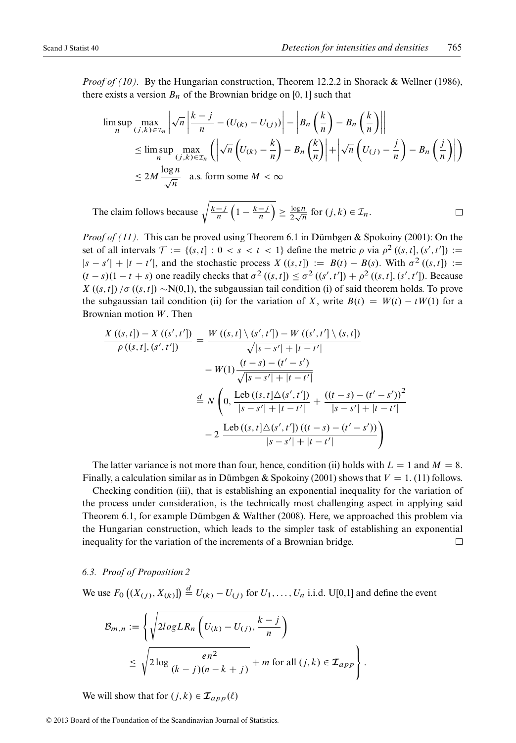*Proof of (10).* By the Hungarian construction, Theorem 12.2.2 in Shorack & Wellner (1986), there exists a version $B_n$ of the Brownian bridge on [0, 1] such that

$$
\begin{aligned}
\limsup_n \max_{(j,k)\in\mathcal{I}_n} & \left| \sqrt{n} \left| \frac{k-j}{n} - (U_{(k)} - U_{(j)}) \right| - \left| B_n\left(\frac{k}{n}\right) - B_n\left(\frac{k}{n}\right) \right| \right| \\
&\leq \limsup_n \max_{(j,k)\in\mathcal{I}_n} \left( \left| \sqrt{n}\left(U_{(k)} - \frac{k}{n}\right) - B_n\left(\frac{k}{n}\right) \right| + \left| \sqrt{n}\left(U_{(j)} - \frac{j}{n}\right) - B_n\left(\frac{j}{n}\right) \right| \right) \\
&\leq 2M \frac{\log n}{\sqrt{n}} \quad \text{a.s. form some } M < \infty
\end{aligned}
$$

The claim follows because $\sqrt{\frac{k-j}{n}\left(1 - \frac{k-j}{n}\right)} \geq \frac{\log n}{2\sqrt{n}}$ for $(j,k) \in \mathcal{I}_n$. $\square$

*Proof of (11).* This can be proved using Theorem 6.1 in Dümbgen & Spokoiny (2001): On the set of all intervals $\mathcal{T} := \{(s,t] : 0 < s < t < 1\}$ define the metric $\rho$ via $\rho^2((s,t],(s',t']) := |s-s'| + |t-t'|$, and the stochastic process $X((s,t]) := B(t) - B(s)$. With $\sigma^2((s,t]) := (t-s)(1-t+s)$ one readily checks that $\sigma^2((s,t]) \leq \sigma^2((s',t']) + \rho^2((s,t],(s',t'])$. Because $X((s,t])/\sigma((s,t]) \sim$N(0,1), the subgaussian tail condition (i) of said theorem holds. To prove the subgaussian tail condition (ii) for the variation of $X$, write $B(t) = W(t) - tW(1)$ for a Brownian motion $W$. Then

$$
\begin{aligned}
\frac{X((s,t]) - X((s',t'])}{\rho((s,t],(s',t'])} &= \frac{W((s,t] \setminus (s',t']) - W((s',t'] \setminus (s,t])}{\sqrt{|s-s'| + |t-t'|}} \\
&\quad - W(1) \frac{(t-s) - (t'-s')}{\sqrt{|s-s'| + |t-t'|}} \\
&\stackrel{d}{=} N\left(0, \frac{\text{Leb}((s,t] \triangle (s',t'])}{|s-s'| + |t-t'|} + \frac{((t-s) - (t'-s'))^2}{|s-s'| + |t-t'|} \right. \\
&\quad \left. - 2\, \frac{\text{Leb}((s,t] \triangle (s',t'])\,((t-s) - (t'-s'))}{|s-s'| + |t-t'|} \right)
\end{aligned}
$$

The latter variance is not more than four, hence, condition (ii) holds with $L = 1$ and $M = 8$. Finally, a calculation similar as in Dümbgen & Spokoiny (2001) shows that $V = 1$. (11) follows.

Checking condition (iii), that is establishing an exponential inequality for the variation of the process under consideration, is the technically most challenging aspect in applying said Theorem 6.1, for example Dümbgen & Walther (2008). Here, we approached this problem via the Hungarian construction, which leads to the simpler task of establishing an exponential inequality for the variation of the increments of a Brownian bridge. $\square$

### 6.3. Proof of Proposition 2

We use $F_0\left((X_{(j)}, X_{(k)}]\right) \stackrel{d}{=} U_{(k)} - U_{(j)}$ for $U_1, \ldots, U_n$ i.i.d. U[0,1] and define the event

$$
\mathcal{B}_{m,n} := \left\{ \sqrt{2 log LR_n\left(U_{(k)} - U_{(j)}, \frac{k-j}{n}\right)} \leq \sqrt{2\log\frac{en^2}{(k-j)(n-k+j)}} + m \text{ for all } (j,k) \in \boldsymbol{\mathcal{I}}_{app} \right\}.
$$

We will show that for $(j,k) \in \boldsymbol{\mathcal{I}}_{app}(\ell)$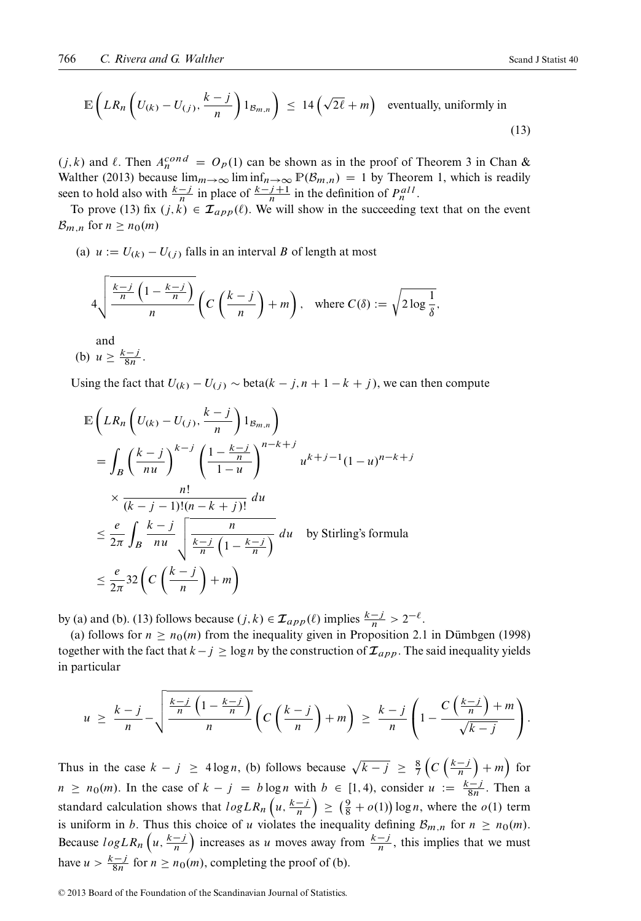$$\mathbb{E}\left(LR_n\left(U_{(k)} - U_{(j)}, \frac{k-j}{n}\right) 1_{\mathcal{B}_{m,n}}\right) \leq 14\left(\sqrt{2\ell} + m\right) \quad \text{eventually, uniformly in} \tag{13}$$

$(j,k)$ and $\ell$. Then $A_n^{cond} = O_P(1)$ can be shown as in the proof of Theorem 3 in Chan & Walther (2013) because $\lim_{m\to\infty} \liminf_{n\to\infty} \mathbb{P}(\mathcal{B}_{m,n}) = 1$ by Theorem 1, which is readily seen to hold also with $\frac{k-j}{n}$ in place of $\frac{k-j+1}{n}$ in the definition of $P_n^{all}$.

To prove (13) fix $(j,k) \in \mathcal{I}_{app}(\ell)$. We will show in the succeeding text that on the event $\mathcal{B}_{m,n}$ for $n \geq n_0(m)$

(a) $u := U_{(k)} - U_{(j)}$ falls in an interval $B$ of length at most

$$4\sqrt{\frac{\frac{k-j}{n}\left(1-\frac{k-j}{n}\right)}{n}}\left(C\left(\frac{k-j}{n}\right)+m\right), \quad \text{where } C(\delta) := \sqrt{2\log\frac{1}{\delta}},$$

and

(b) $u \geq \frac{k-j}{8n}$.

Using the fact that $U_{(k)} - U_{(j)} \sim \text{beta}(k-j, n+1-k+j)$, we can then compute

$$\begin{aligned}
&\mathbb{E}\left(LR_n\left(U_{(k)} - U_{(j)}, \frac{k-j}{n}\right) 1_{\mathcal{B}_{m,n}}\right) \\
&= \int_B \left(\frac{k-j}{nu}\right)^{k-j} \left(\frac{1-\frac{k-j}{n}}{1-u}\right)^{n-k+j} u^{k+j-1}(1-u)^{n-k+j} \\
&\quad \times \frac{n!}{(k-j-1)!(n-k+j)!}\, du \\
&\leq \frac{e}{2\pi}\int_B \frac{k-j}{nu}\sqrt{\frac{n}{\frac{k-j}{n}\left(1-\frac{k-j}{n}\right)}}\, du \quad \text{by Stirling's formula} \\
&\leq \frac{e}{2\pi} 32\left(C\left(\frac{k-j}{n}\right)+m\right)
\end{aligned}$$

by (a) and (b). (13) follows because $(j,k) \in \mathcal{I}_{app}(\ell)$ implies $\frac{k-j}{n} > 2^{-\ell}$.

(a) follows for $n \geq n_0(m)$ from the inequality given in Proposition 2.1 in Dümbgen (1998) together with the fact that $k-j \geq \log n$ by the construction of $\mathcal{I}_{app}$. The said inequality yields in particular

$$u \geq \frac{k-j}{n} - \sqrt{\frac{\frac{k-j}{n}\left(1-\frac{k-j}{n}\right)}{n}}\left(C\left(\frac{k-j}{n}\right)+m\right) \geq \frac{k-j}{n}\left(1 - \frac{C\left(\frac{k-j}{n}\right)+m}{\sqrt{k-j}}\right).$$

Thus in the case $k-j \geq 4\log n$, (b) follows because $\sqrt{k-j} \geq \frac{8}{7}\left(C\left(\frac{k-j}{n}\right)+m\right)$ for $n \geq n_0(m)$. In the case of $k-j = b\log n$ with $b \in [1,4)$, consider $u := \frac{k-j}{8n}$. Then a standard calculation shows that $logLR_n\left(u, \frac{k-j}{n}\right) \geq \left(\frac{9}{8}+o(1)\right)\log n$, where the $o(1)$ term is uniform in $b$. Thus this choice of $u$ violates the inequality defining $\mathcal{B}_{m,n}$ for $n \geq n_0(m)$. Because $logLR_n\left(u, \frac{k-j}{n}\right)$ increases as $u$ moves away from $\frac{k-j}{n}$, this implies that we must have $u > \frac{k-j}{8n}$ for $n \geq n_0(m)$, completing the proof of (b).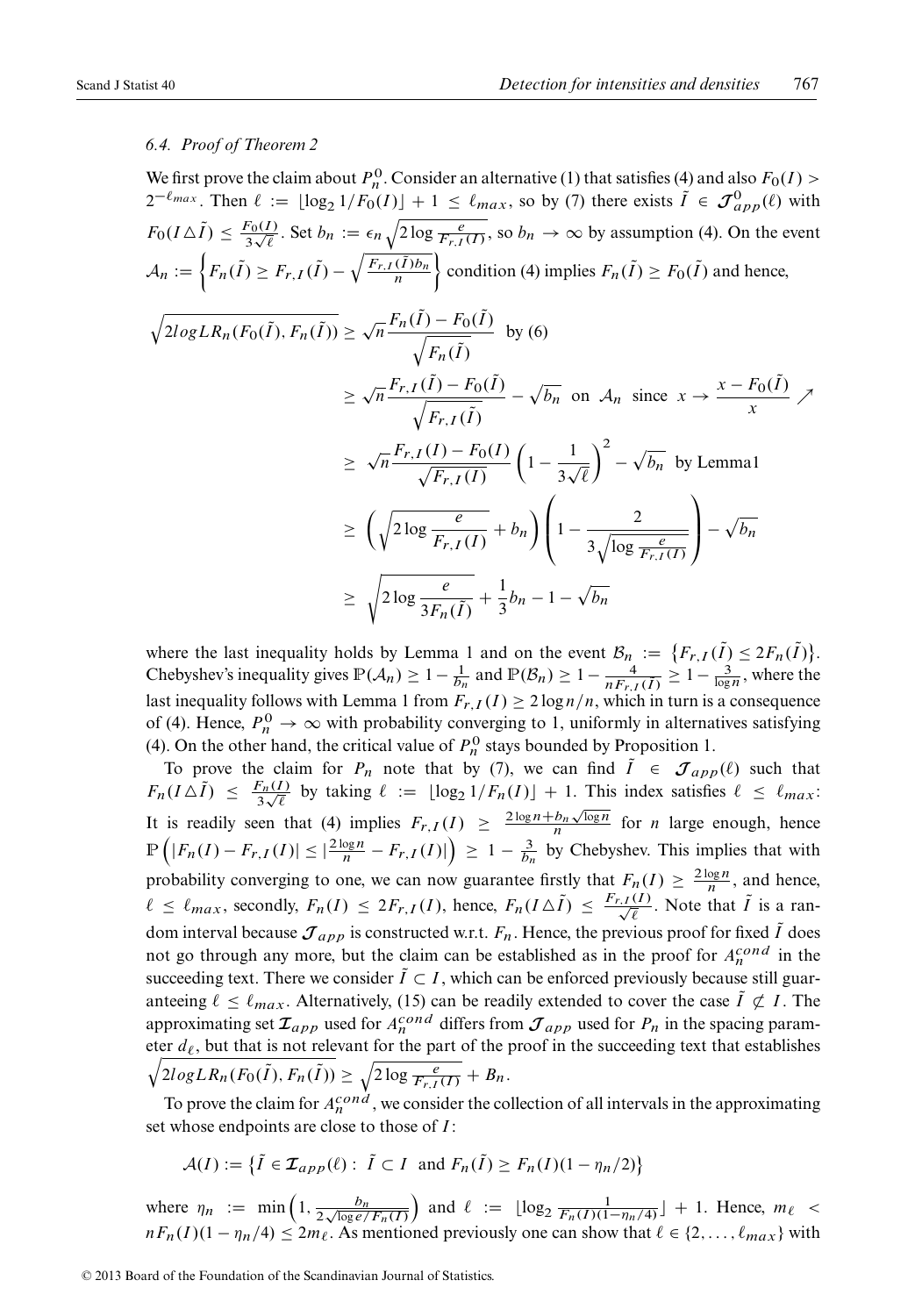### 6.4. Proof of Theorem 2

We first prove the claim about $P_n^0$. Consider an alternative (1) that satisfies (4) and also $F_0(I) > 2^{-\ell_{max}}$. Then $\ell := \lfloor \log_2 1/F_0(I) \rfloor + 1 \leq \ell_{max}$, so by (7) there exists $\tilde{I} \in \mathcal{J}^0_{app}(\ell)$ with $F_0(I \triangle \tilde{I}) \leq \frac{F_0(I)}{3\sqrt{\ell}}$. Set $b_n := \epsilon_n \sqrt{2 \log \frac{e}{F_{r,I}(I)}}$, so $b_n \to \infty$ by assumption (4). On the event $\mathcal{A}_n := \left\{ F_n(\tilde{I}) \geq F_{r,I}(\tilde{I}) - \sqrt{\frac{F_{r,I}(\tilde{I}) b_n}{n}} \right\}$ condition (4) implies $F_n(\tilde{I}) \geq F_0(\tilde{I})$ and hence,

$$
\begin{aligned}
\sqrt{2 logLR_n(F_0(\tilde{I}), F_n(\tilde{I}))} &\geq \sqrt{n} \frac{F_n(\tilde{I}) - F_0(\tilde{I})}{\sqrt{F_n(\tilde{I})}} \quad \text{by (6)} \\
&\geq \sqrt{n} \frac{F_{r,I}(\tilde{I}) - F_0(\tilde{I})}{\sqrt{F_{r,I}(\tilde{I})}} - \sqrt{b_n} \quad \text{on } \mathcal{A}_n \text{ since } x \to \frac{x - F_0(\tilde{I})}{x} \nearrow \\
&\geq \sqrt{n} \frac{F_{r,I}(I) - F_0(I)}{\sqrt{F_{r,I}(I)}} \left(1 - \frac{1}{3\sqrt{\ell}}\right)^2 - \sqrt{b_n} \quad \text{by Lemma1} \\
&\geq \left( \sqrt{2 \log \frac{e}{F_{r,I}(I)}} + b_n \right) \left( 1 - \frac{2}{3\sqrt{\log \frac{e}{F_{r,I}(I)}}} \right) - \sqrt{b_n} \\
&\geq \sqrt{2 \log \frac{e}{3 F_n(\tilde{I})}} + \frac{1}{3} b_n - 1 - \sqrt{b_n}
\end{aligned}
$$

where the last inequality holds by Lemma 1 and on the event $\mathcal{B}_n := \{ F_{r,I}(\tilde{I}) \leq 2 F_n(\tilde{I}) \}$. Chebyshev's inequality gives $\mathbb{P}(\mathcal{A}_n) \geq 1 - \frac{1}{b_n}$ and $\mathbb{P}(\mathcal{B}_n) \geq 1 - \frac{4}{n F_{r,I}(I)} \geq 1 - \frac{3}{\log n}$, where the last inequality follows with Lemma 1 from $F_{r,I}(I) \geq 2 \log n / n$, which in turn is a consequence of (4). Hence, $P_n^0 \to \infty$ with probability converging to 1, uniformly in alternatives satisfying (4). On the other hand, the critical value of $P_n^0$ stays bounded by Proposition 1.

To prove the claim for $P_n$ note that by (7), we can find $\tilde{I} \in \mathcal{J}_{app}(\ell)$ such that $F_n(I \triangle \tilde{I}) \leq \frac{F_n(I)}{3\sqrt{\ell}}$ by taking $\ell := \lfloor \log_2 1/F_n(I) \rfloor + 1$. This index satisfies $\ell \leq \ell_{max}$: It is readily seen that (4) implies $F_{r,I}(I) \geq \frac{2 \log n + b_n \sqrt{\log n}}{n}$ for $n$ large enough, hence $\mathbb{P}\left( |F_n(I) - F_{r,I}(I)| \leq |\frac{2 \log n}{n} - F_{r,I}(I)| \right) \geq 1 - \frac{3}{b_n}$ by Chebyshev. This implies that with probability converging to one, we can now guarantee firstly that $F_n(I) \geq \frac{2 \log n}{n}$, and hence, $\ell \leq \ell_{max}$, secondly, $F_n(I) \leq 2 F_{r,I}(I)$, hence, $F_n(I \triangle \tilde{I}) \leq \frac{F_{r,I}(I)}{\sqrt{\ell}}$. Note that $\tilde{I}$ is a random interval because $\mathcal{J}_{app}$ is constructed w.r.t. $F_n$. Hence, the previous proof for fixed $\tilde{I}$ does not go through any more, but the claim can be established as in the proof for $A_n^{cond}$ in the succeeding text. There we consider $\tilde{I} \subset I$, which can be enforced previously because still guaranteeing $\ell \leq \ell_{max}$. Alternatively, (15) can be readily extended to cover the case $\tilde{I} \not\subset I$. The approximating set $\mathcal{I}_{app}$ used for $A_n^{cond}$ differs from $\mathcal{J}_{app}$ used for $P_n$ in the spacing parameter $d_\ell$, but that is not relevant for the part of the proof in the succeeding text that establishes $\sqrt{2 logLR_n(F_0(\tilde{I}), F_n(\tilde{I}))} \geq \sqrt{2 \log \frac{e}{F_{r,I}(I)}} + B_n$.

To prove the claim for $A_n^{cond}$, we consider the collection of all intervals in the approximating set whose endpoints are close to those of $I$:

$$
\mathcal{A}(I) := \left\{ \tilde{I} \in \mathcal{I}_{app}(\ell) : \tilde{I} \subset I \text{ and } F_n(\tilde{I}) \geq F_n(I)(1 - \eta_n/2) \right\}
$$

where $\eta_n := \min\left(1, \frac{b_n}{2\sqrt{\log e / F_n(I)}}\right)$ and $\ell := \lfloor \log_2 \frac{1}{F_n(I)(1 - \eta_n/4)} \rfloor + 1$. Hence, $m_\ell < n F_n(I)(1 - \eta_n/4) \leq 2 m_\ell$. As mentioned previously one can show that $\ell \in \{2, \ldots, \ell_{max}\}$ with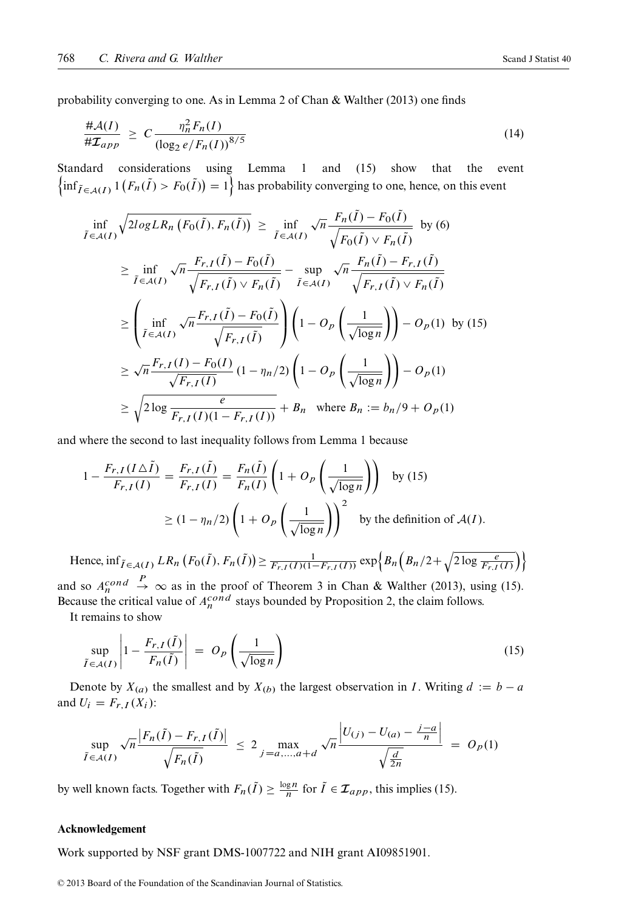probability converging to one. As in Lemma 2 of Chan & Walther (2013) one finds

$$\frac{\#\mathcal{A}(I)}{\#\mathcal{I}_{app}} \;\geq\; C\,\frac{\eta_n^2 F_n(I)}{(\log_2 e/F_n(I))^{8/5}} \tag{14}$$

Standard considerations using Lemma 1 and (15) show that the event $\left\{\inf_{\tilde{I}\in\mathcal{A}(I)} 1\left(F_n(\tilde{I}) > F_0(\tilde{I})\right) = 1\right\}$ has probability converging to one, hence, on this event

$$\begin{aligned}
\inf_{\tilde{I}\in\mathcal{A}(I)} \sqrt{2 log LR_n\left(F_0(\tilde{I}), F_n(\tilde{I})\right)} &\geq \inf_{\tilde{I}\in\mathcal{A}(I)} \sqrt{n}\frac{F_n(\tilde{I}) - F_0(\tilde{I})}{\sqrt{F_0(\tilde{I}) \vee F_n(\tilde{I})}} \quad \text{by (6)} \\
&\geq \inf_{\tilde{I}\in\mathcal{A}(I)} \sqrt{n}\frac{F_{r,I}(\tilde{I}) - F_0(\tilde{I})}{\sqrt{F_{r,I}(\tilde{I}) \vee F_n(\tilde{I})}} - \sup_{\tilde{I}\in\mathcal{A}(I)} \sqrt{n}\frac{F_n(\tilde{I}) - F_{r,I}(\tilde{I})}{\sqrt{F_{r,I}(\tilde{I}) \vee F_n(\tilde{I})}} \\
&\geq \left(\inf_{\tilde{I}\in\mathcal{A}(I)} \sqrt{n}\frac{F_{r,I}(\tilde{I}) - F_0(\tilde{I})}{\sqrt{F_{r,I}(\tilde{I})}}\right)\left(1 - O_p\left(\frac{1}{\sqrt{\log n}}\right)\right) - O_p(1) \quad \text{by (15)} \\
&\geq \sqrt{n}\frac{F_{r,I}(I) - F_0(I)}{\sqrt{F_{r,I}(I)}}\,(1 - \eta_n/2)\left(1 - O_p\left(\frac{1}{\sqrt{\log n}}\right)\right) - O_p(1) \\
&\geq \sqrt{2\log\frac{e}{F_{r,I}(I)(1 - F_{r,I}(I))}} + B_n \quad \text{where } B_n := b_n/9 + O_p(1)
\end{aligned}$$

and where the second to last inequality follows from Lemma 1 because

$$\begin{aligned}
1 - \frac{F_{r,I}(I\triangle\tilde{I})}{F_{r,I}(I)} = \frac{F_{r,I}(\tilde{I})}{F_{r,I}(I)} &= \frac{F_n(\tilde{I})}{F_n(I)}\left(1 + O_p\left(\frac{1}{\sqrt{\log n}}\right)\right) \quad \text{by (15)} \\
&\geq (1 - \eta_n/2)\left(1 + O_p\left(\frac{1}{\sqrt{\log n}}\right)\right)^2 \quad \text{by the definition of } \mathcal{A}(I).
\end{aligned}$$

Hence, $\inf_{\tilde{I}\in\mathcal{A}(I)} LR_n\left(F_0(\tilde{I}), F_n(\tilde{I})\right) \geq \frac{1}{F_{r,I}(I)(1-F_{r,I}(I))}\exp\left\{B_n\left(B_n/2 + \sqrt{2\log\frac{e}{F_{r,I}(I)}}\right)\right\}$ and so $A_n^{cond} \overset{P}{\to} \infty$ as in the proof of Theorem 3 in Chan & Walther (2013), using (15). Because the critical value of $A_n^{cond}$ stays bounded by Proposition 2, the claim follows.

It remains to show

$$\sup_{\tilde{I}\in\mathcal{A}(I)} \left|1 - \frac{F_{r,I}(\tilde{I})}{F_n(\tilde{I})}\right| \;=\; O_p\left(\frac{1}{\sqrt{\log n}}\right) \tag{15}$$

Denote by $X_{(a)}$ the smallest and by $X_{(b)}$ the largest observation in $I$. Writing $d := b - a$ and $U_i = F_{r,I}(X_i)$:

$$\sup_{\tilde{I}\in\mathcal{A}(I)} \sqrt{n}\frac{\left|F_n(\tilde{I}) - F_{r,I}(\tilde{I})\right|}{\sqrt{F_n(\tilde{I})}} \;\leq\; 2\max_{j=a,\ldots,a+d} \sqrt{n}\frac{\left|U_{(j)} - U_{(a)} - \frac{j-a}{n}\right|}{\sqrt{\frac{d}{2n}}} \;=\; O_p(1)$$

by well known facts. Together with $F_n(\tilde{I}) \geq \frac{\log n}{n}$ for $\tilde{I} \in \mathcal{I}_{app}$, this implies (15).

### Acknowledgement

Work supported by NSF grant DMS-1007722 and NIH grant AI09851901.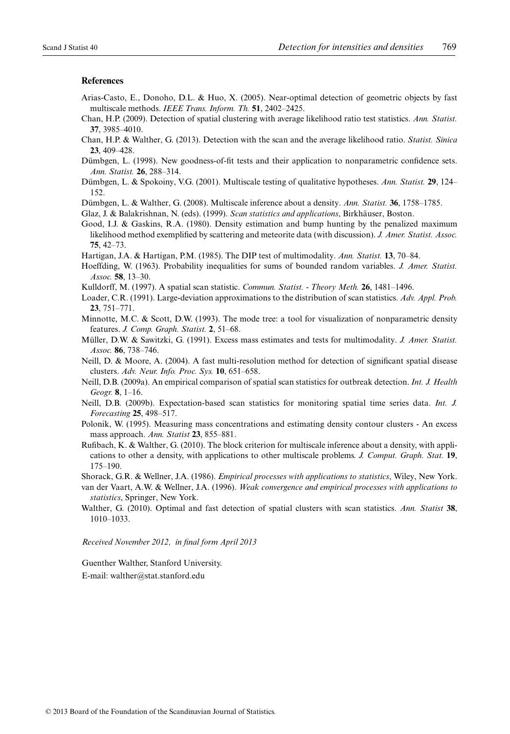## References

Arias-Casto, E., Donoho, D.L. & Huo, X. (2005). Near-optimal detection of geometric objects by fast multiscale methods. *IEEE Trans. Inform. Th.* **51**, 2402–2425.

Chan, H.P. (2009). Detection of spatial clustering with average likelihood ratio test statistics. *Ann. Statist.* **37**, 3985–4010.

Chan, H.P. & Walther, G. (2013). Detection with the scan and the average likelihood ratio. *Statist. Sinica* **23**, 409–428.

Dümbgen, L. (1998). New goodness-of-fit tests and their application to nonparametric confidence sets. *Ann. Statist.* **26**, 288–314.

Dümbgen, L. & Spokoiny, V.G. (2001). Multiscale testing of qualitative hypotheses. *Ann. Statist.* **29**, 124–152.

Dümbgen, L. & Walther, G. (2008). Multiscale inference about a density. *Ann. Statist.* **36**, 1758–1785.

Glaz, J. & Balakrishnan, N. (eds). (1999). *Scan statistics and applications*, Birkhäuser, Boston.

Good, I.J. & Gaskins, R.A. (1980). Density estimation and bump hunting by the penalized maximum likelihood method exemplified by scattering and meteorite data (with discussion). *J. Amer. Statist. Assoc.* **75**, 42–73.

Hartigan, J.A. & Hartigan, P.M. (1985). The DIP test of multimodality. *Ann. Statist.* **13**, 70–84.

Hoeffding, W. (1963). Probability inequalities for sums of bounded random variables. *J. Amer. Statist. Assoc.* **58**, 13–30.

Kulldorff, M. (1997). A spatial scan statistic. *Commun. Statist. - Theory Meth.* **26**, 1481–1496.

Loader, C.R. (1991). Large-deviation approximations to the distribution of scan statistics. *Adv. Appl. Prob.* **23**, 751–771.

Minnotte, M.C. & Scott, D.W. (1993). The mode tree: a tool for visualization of nonparametric density features. *J. Comp. Graph. Statist.* **2**, 51–68.

Müller, D.W. & Sawitzki, G. (1991). Excess mass estimates and tests for multimodality. *J. Amer. Statist. Assoc.* **86**, 738–746.

Neill, D. & Moore, A. (2004). A fast multi-resolution method for detection of significant spatial disease clusters. *Adv. Neur. Info. Proc. Sys.* **10**, 651–658.

Neill, D.B. (2009a). An empirical comparison of spatial scan statistics for outbreak detection. *Int. J. Health Geogr.* **8**, 1–16.

Neill, D.B. (2009b). Expectation-based scan statistics for monitoring spatial time series data. *Int. J. Forecasting* **25**, 498–517.

Polonik, W. (1995). Measuring mass concentrations and estimating density contour clusters - An excess mass approach. *Ann. Statist* **23**, 855–881.

Rufibach, K. & Walther, G. (2010). The block criterion for multiscale inference about a density, with applications to other a density, with applications to other multiscale problems. *J. Comput. Graph. Stat.* **19**, 175–190.

Shorack, G.R. & Wellner, J.A. (1986). *Empirical processes with applications to statistics*, Wiley, New York.

van der Vaart, A.W. & Wellner, J.A. (1996). *Weak convergence and empirical processes with applications to statistics*, Springer, New York.

Walther, G. (2010). Optimal and fast detection of spatial clusters with scan statistics. *Ann. Statist* **38**, 1010–1033.

*Received November 2012, in final form April 2013*

Guenther Walther, Stanford University.

E-mail: walther@stat.stanford.edu